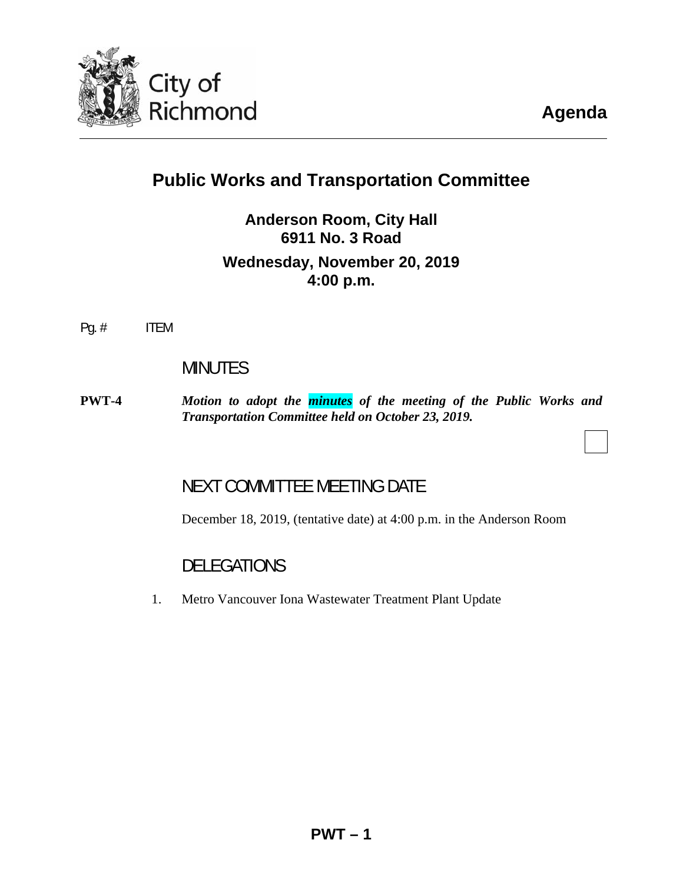City of Richmond

# Agenda

## Public Works and Transportation Committee

**Anderson Room, City Hall**
**6911 No. 3 Road**

**Wednesday, November 20, 2019**
**4:00 p.m.**

Pg. # ITEM

### MINUTES

**PWT-4** ***Motion to adopt the minutes of the meeting of the Public Works and Transportation Committee held on October 23, 2019.***

### NEXT COMMITTEE MEETING DATE

December 18, 2019, (tentative date) at 4:00 p.m. in the Anderson Room

### DELEGATIONS

1. Metro Vancouver Iona Wastewater Treatment Plant Update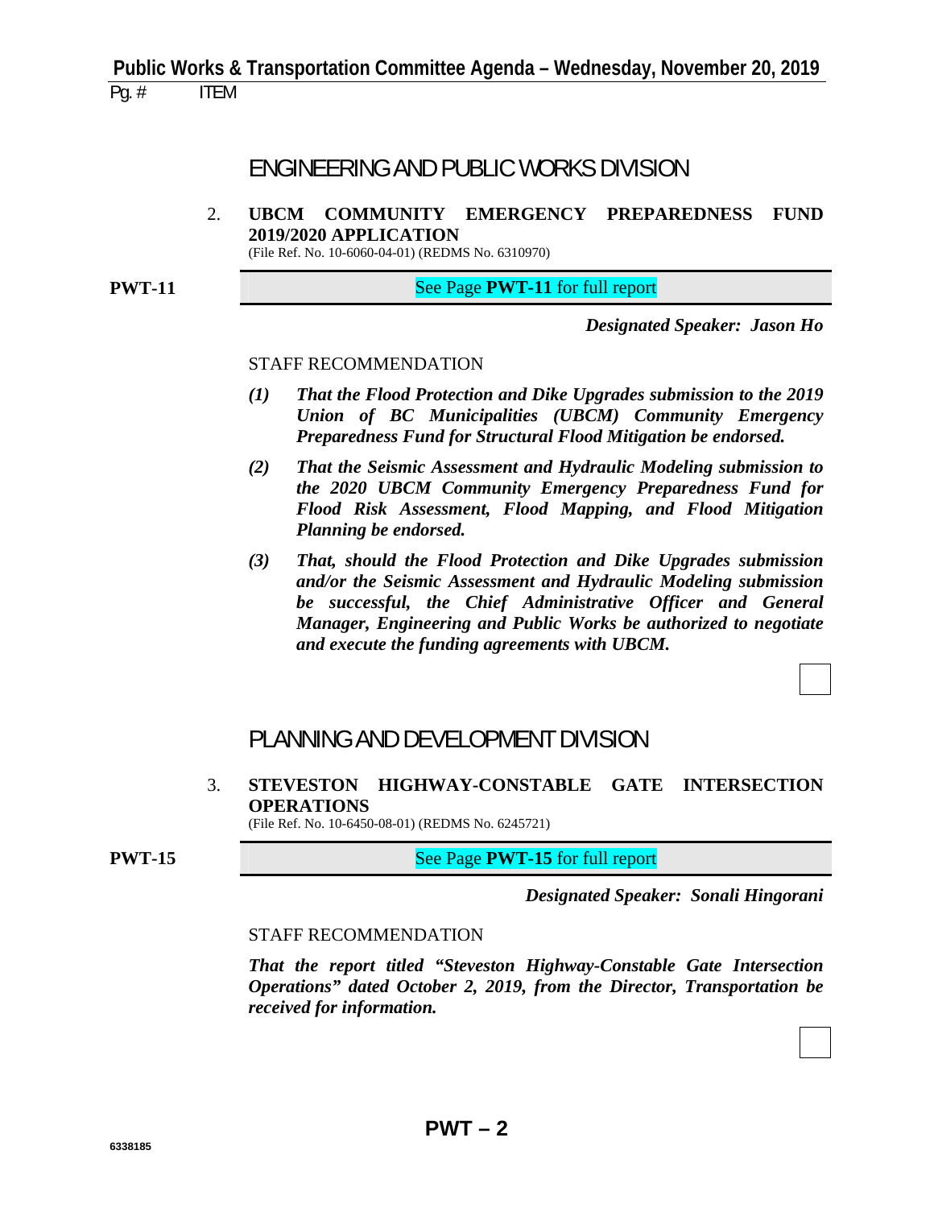Pg. # ITEM

## ENGINEERING AND PUBLIC WORKS DIVISION

2. **UBCM COMMUNITY EMERGENCY PREPAREDNESS FUND 2019/2020 APPLICATION**
   (File Ref. No. 10-6060-04-01) (REDMS No. 6310970)

**PWT-11** See Page **PWT-11** for full report

***Designated Speaker: Jason Ho***

STAFF RECOMMENDATION

*(1)* ***That the Flood Protection and Dike Upgrades submission to the 2019 Union of BC Municipalities (UBCM) Community Emergency Preparedness Fund for Structural Flood Mitigation be endorsed.***

*(2)* ***That the Seismic Assessment and Hydraulic Modeling submission to the 2020 UBCM Community Emergency Preparedness Fund for Flood Risk Assessment, Flood Mapping, and Flood Mitigation Planning be endorsed.***

*(3)* ***That, should the Flood Protection and Dike Upgrades submission and/or the Seismic Assessment and Hydraulic Modeling submission be successful, the Chief Administrative Officer and General Manager, Engineering and Public Works be authorized to negotiate and execute the funding agreements with UBCM.***

## PLANNING AND DEVELOPMENT DIVISION

3. **STEVESTON HIGHWAY-CONSTABLE GATE INTERSECTION OPERATIONS**
   (File Ref. No. 10-6450-08-01) (REDMS No. 6245721)

**PWT-15** See Page **PWT-15** for full report

***Designated Speaker: Sonali Hingorani***

STAFF RECOMMENDATION

***That the report titled "Steveston Highway-Constable Gate Intersection Operations" dated October 2, 2019, from the Director, Transportation be received for information.***

6338185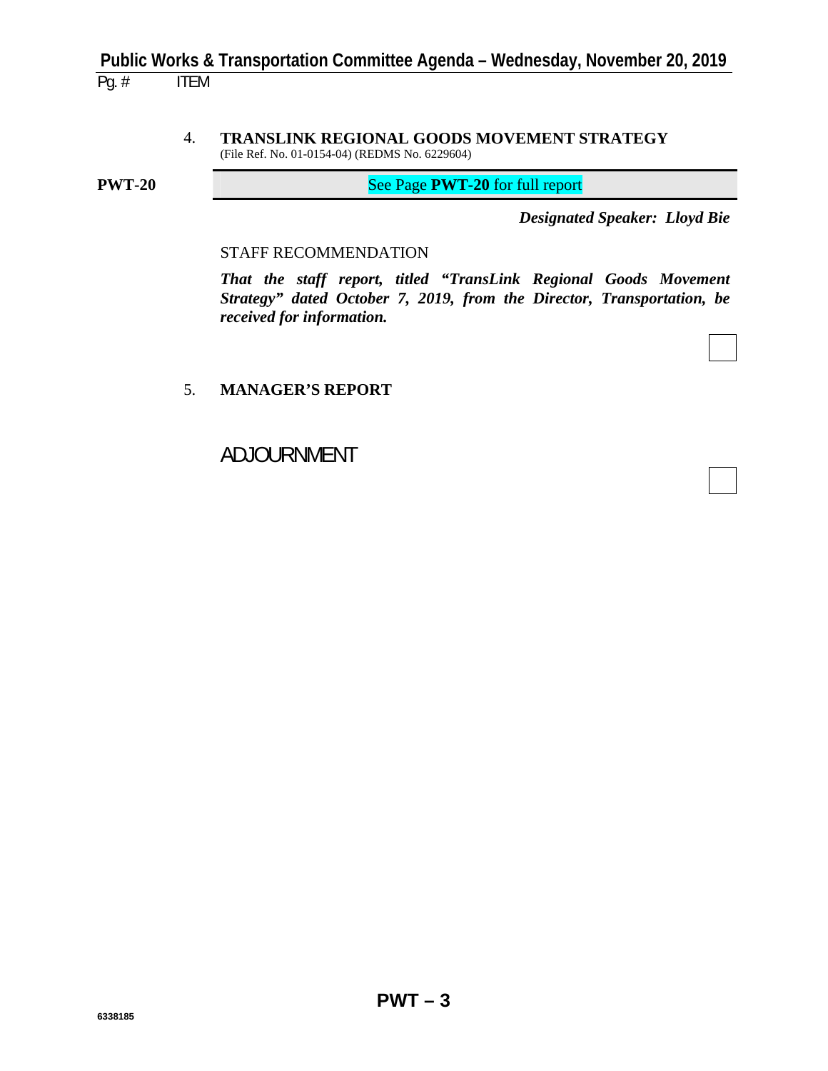Pg. # ITEM

4. **TRANSLINK REGIONAL GOODS MOVEMENT STRATEGY**
(File Ref. No. 01-0154-04) (REDMS No. 6229604)

**PWT-20** See Page **PWT-20** for full report

***Designated Speaker: Lloyd Bie***

STAFF RECOMMENDATION

***That the staff report, titled "TransLink Regional Goods Movement Strategy" dated October 7, 2019, from the Director, Transportation, be received for information.***

5. **MANAGER'S REPORT**

ADJOURNMENT

6338185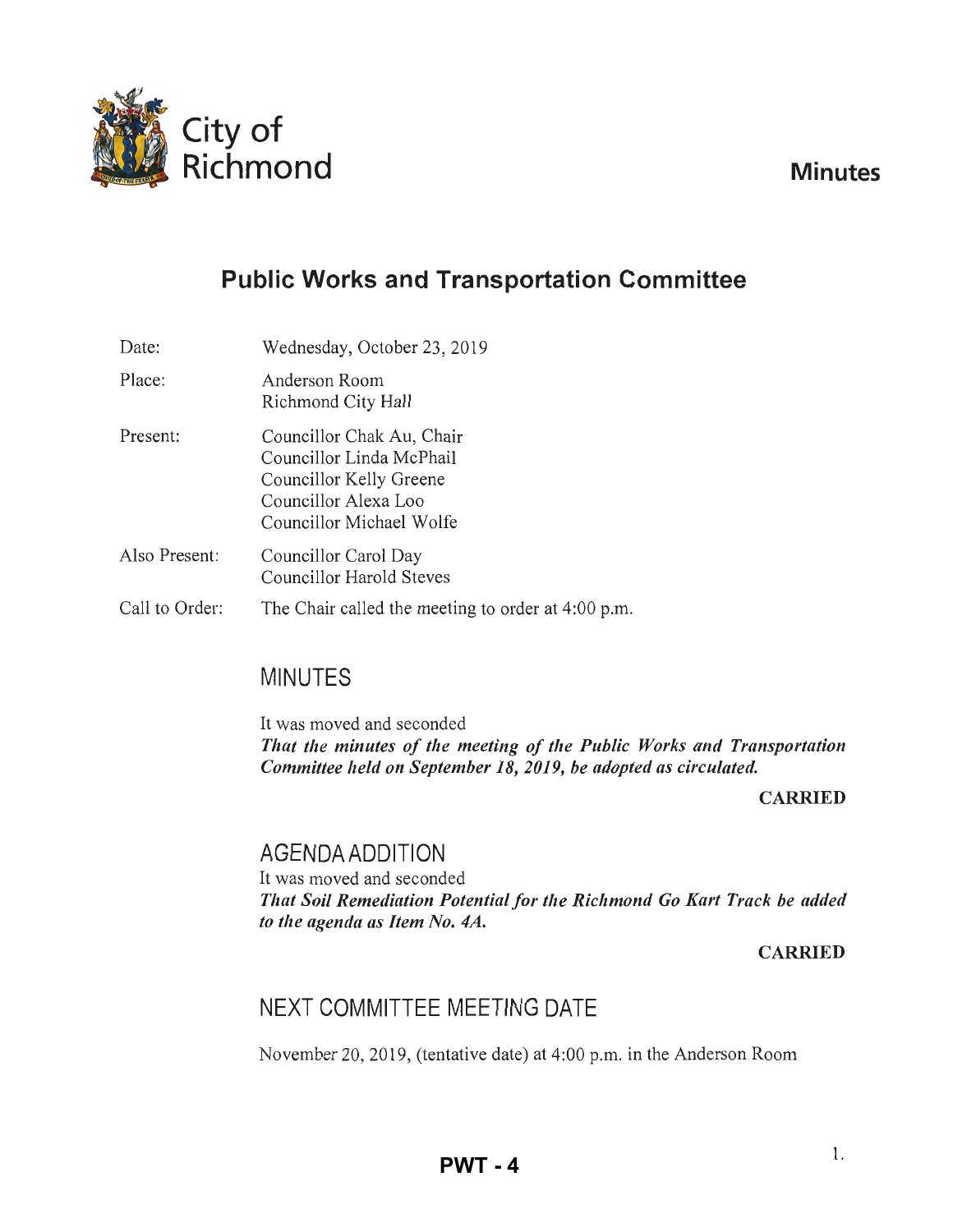City of Richmond

# Minutes

## Public Works and Transportation Committee

| | |
|---|---|
| Date: | Wednesday, October 23, 2019 |
| Place: | Anderson Room<br>Richmond City Hall |
| Present: | Councillor Chak Au, Chair<br>Councillor Linda McPhail<br>Councillor Kelly Greene<br>Councillor Alexa Loo<br>Councillor Michael Wolfe |
| Also Present: | Councillor Carol Day<br>Councillor Harold Steves |
| Call to Order: | The Chair called the meeting to order at 4:00 p.m. |

### MINUTES

It was moved and seconded
***That the minutes of the meeting of the Public Works and Transportation Committee held on September 18, 2019, be adopted as circulated.***

**CARRIED**

### AGENDA ADDITION

It was moved and seconded
***That Soil Remediation Potential for the Richmond Go Kart Track be added to the agenda as Item No. 4A.***

**CARRIED**

### NEXT COMMITTEE MEETING DATE

November 20, 2019, (tentative date) at 4:00 p.m. in the Anderson Room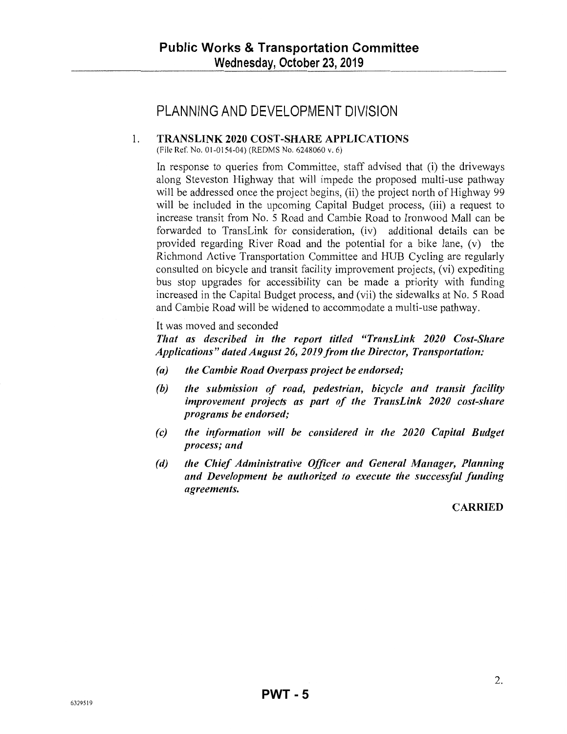# PLANNING AND DEVELOPMENT DIVISION

## 1. TRANSLINK 2020 COST-SHARE APPLICATIONS

(File Ref. No. 01-0154-04) (REDMS No. 6248060 v. 6)

In response to queries from Committee, staff advised that (i) the driveways along Steveston Highway that will impede the proposed multi-use pathway will be addressed once the project begins, (ii) the project north of Highway 99 will be included in the upcoming Capital Budget process, (iii) a request to increase transit from No. 5 Road and Cambie Road to Ironwood Mall can be forwarded to TransLink for consideration, (iv) additional details can be provided regarding River Road and the potential for a bike lane, (v) the Richmond Active Transportation Committee and HUB Cycling are regularly consulted on bicycle and transit facility improvement projects, (vi) expediting bus stop upgrades for accessibility can be made a priority with funding increased in the Capital Budget process, and (vii) the sidewalks at No. 5 Road and Cambie Road will be widened to accommodate a multi-use pathway.

It was moved and seconded

***That as described in the report titled "TransLink 2020 Cost-Share Applications" dated August 26, 2019 from the Director, Transportation:***

***(a) the Cambie Road Overpass project be endorsed;***

***(b) the submission of road, pedestrian, bicycle and transit facility improvement projects as part of the TransLink 2020 cost-share programs be endorsed;***

***(c) the information will be considered in the 2020 Capital Budget process; and***

***(d) the Chief Administrative Officer and General Manager, Planning and Development be authorized to execute the successful funding agreements.***

**CARRIED**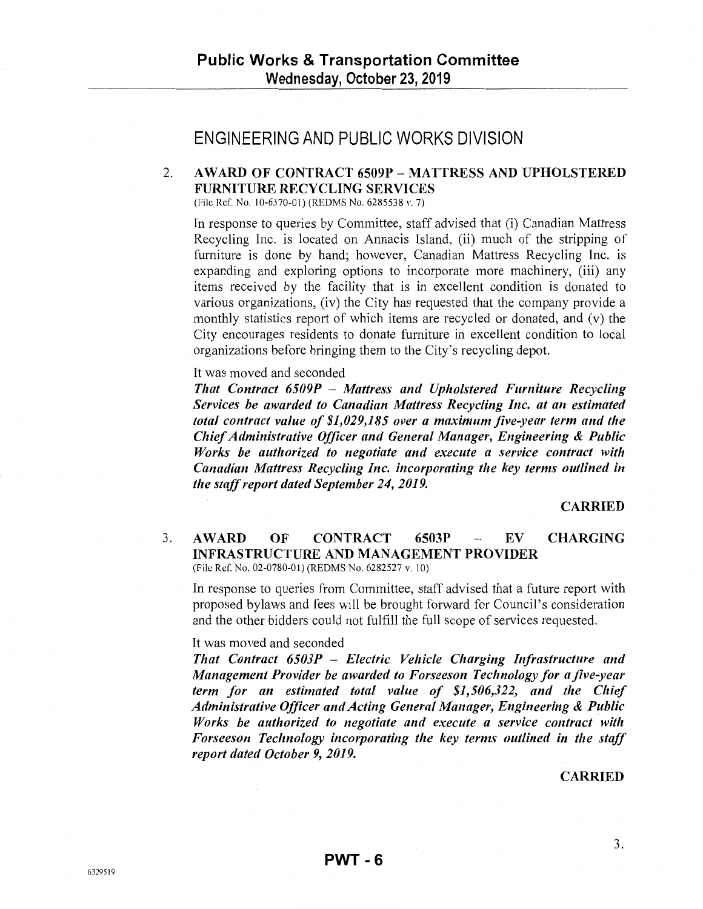## ENGINEERING AND PUBLIC WORKS DIVISION

### 2. AWARD OF CONTRACT 6509P – MATTRESS AND UPHOLSTERED FURNITURE RECYCLING SERVICES

(File Ref. No. 10-6370-01) (REDMS No. 6285538 v. 7)

In response to queries by Committee, staff advised that (i) Canadian Mattress Recycling Inc. is located on Annacis Island, (ii) much of the stripping of furniture is done by hand; however, Canadian Mattress Recycling Inc. is expanding and exploring options to incorporate more machinery, (iii) any items received by the facility that is in excellent condition is donated to various organizations, (iv) the City has requested that the company provide a monthly statistics report of which items are recycled or donated, and (v) the City encourages residents to donate furniture in excellent condition to local organizations before bringing them to the City's recycling depot.

It was moved and seconded

***That Contract 6509P – Mattress and Upholstered Furniture Recycling Services be awarded to Canadian Mattress Recycling Inc. at an estimated total contract value of $1,029,185 over a maximum five-year term and the Chief Administrative Officer and General Manager, Engineering & Public Works be authorized to negotiate and execute a service contract with Canadian Mattress Recycling Inc. incorporating the key terms outlined in the staff report dated September 24, 2019.***

**CARRIED**

### 3. AWARD OF CONTRACT 6503P – EV CHARGING INFRASTRUCTURE AND MANAGEMENT PROVIDER

(File Ref. No. 02-0780-01) (REDMS No. 6282527 v. 10)

In response to queries from Committee, staff advised that a future report with proposed bylaws and fees will be brought forward for Council's consideration and the other bidders could not fulfill the full scope of services requested.

It was moved and seconded

***That Contract 6503P – Electric Vehicle Charging Infrastructure and Management Provider be awarded to Forseeson Technology for a five-year term for an estimated total value of $1,506,322, and the Chief Administrative Officer and Acting General Manager, Engineering & Public Works be authorized to negotiate and execute a service contract with Forseeson Technology incorporating the key terms outlined in the staff report dated October 9, 2019.***

**CARRIED**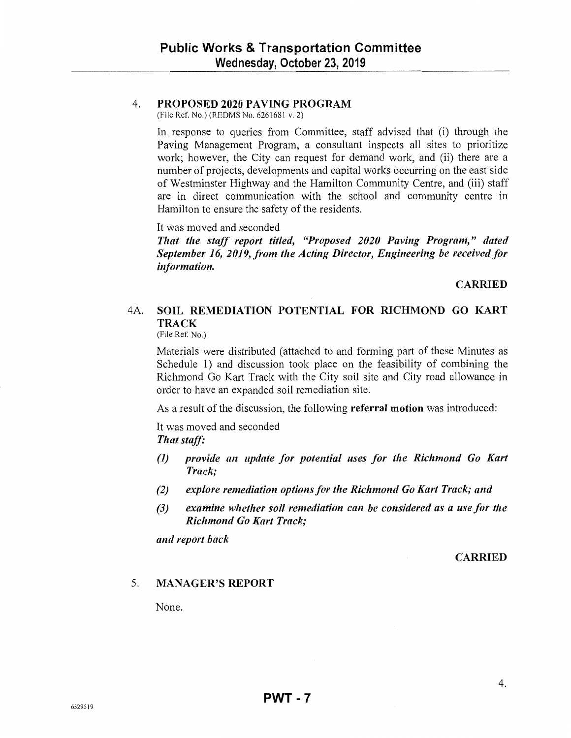### 4. PROPOSED 2020 PAVING PROGRAM

(File Ref. No.) (REDMS No. 6261681 v. 2)

In response to queries from Committee, staff advised that (i) through the Paving Management Program, a consultant inspects all sites to prioritize work; however, the City can request for demand work, and (ii) there are a number of projects, developments and capital works occurring on the east side of Westminster Highway and the Hamilton Community Centre, and (iii) staff are in direct communication with the school and community centre in Hamilton to ensure the safety of the residents.

It was moved and seconded

***That the staff report titled, "Proposed 2020 Paving Program," dated September 16, 2019, from the Acting Director, Engineering be received for information.***

**CARRIED**

### 4A. SOIL REMEDIATION POTENTIAL FOR RICHMOND GO KART TRACK

(File Ref. No.)

Materials were distributed (attached to and forming part of these Minutes as Schedule 1) and discussion took place on the feasibility of combining the Richmond Go Kart Track with the City soil site and City road allowance in order to have an expanded soil remediation site.

As a result of the discussion, the following **referral motion** was introduced:

It was moved and seconded

***That staff:***

***(1) provide an update for potential uses for the Richmond Go Kart Track;***

***(2) explore remediation options for the Richmond Go Kart Track; and***

***(3) examine whether soil remediation can be considered as a use for the Richmond Go Kart Track;***

***and report back***

**CARRIED**

### 5. MANAGER'S REPORT

None.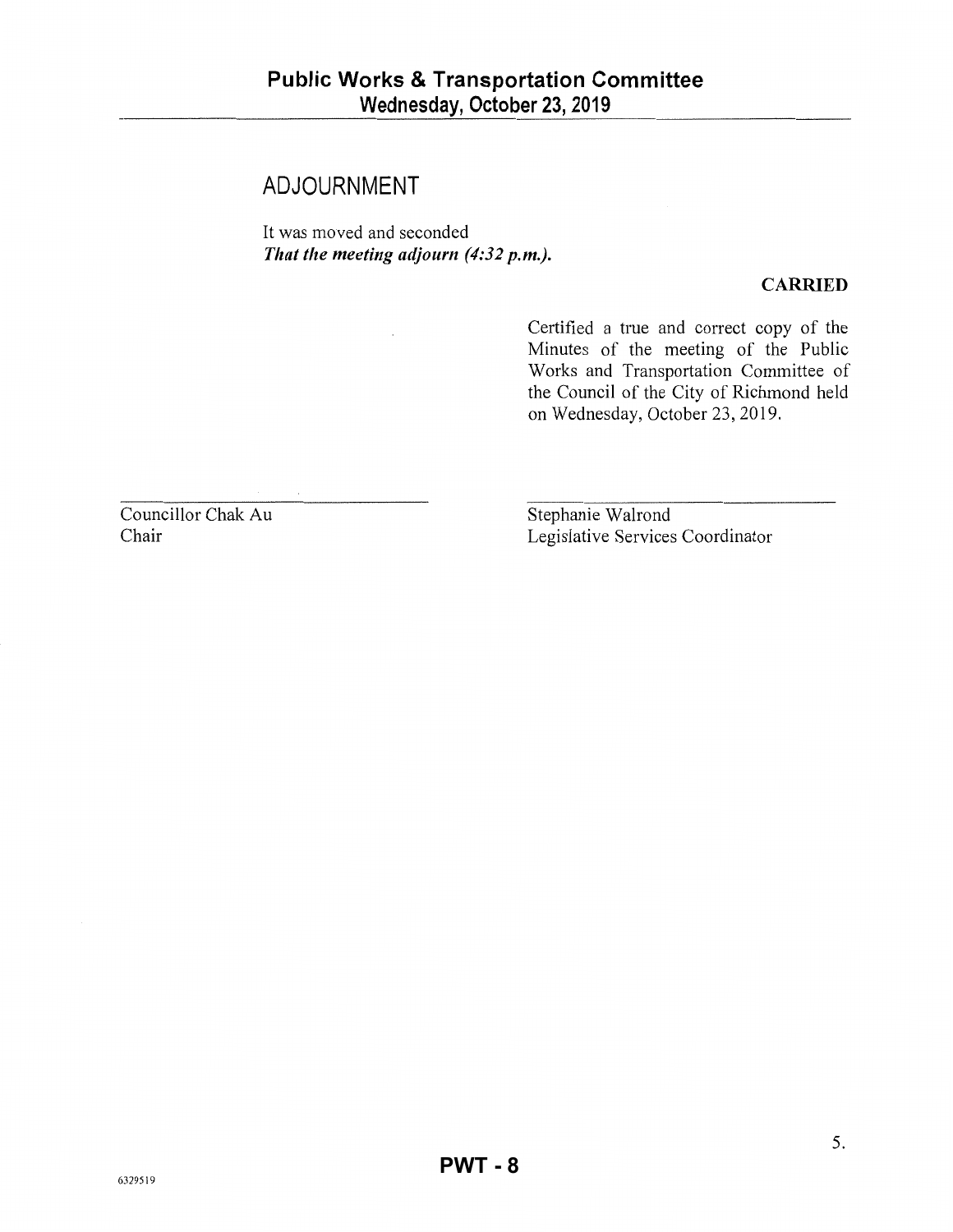## ADJOURNMENT

It was moved and seconded
***That the meeting adjourn (4:32 p.m.).***

**CARRIED**

Certified a true and correct copy of the Minutes of the meeting of the Public Works and Transportation Committee of the Council of the City of Richmond held on Wednesday, October 23, 2019.

Councillor Chak Au
Chair

Stephanie Walrond
Legislative Services Coordinator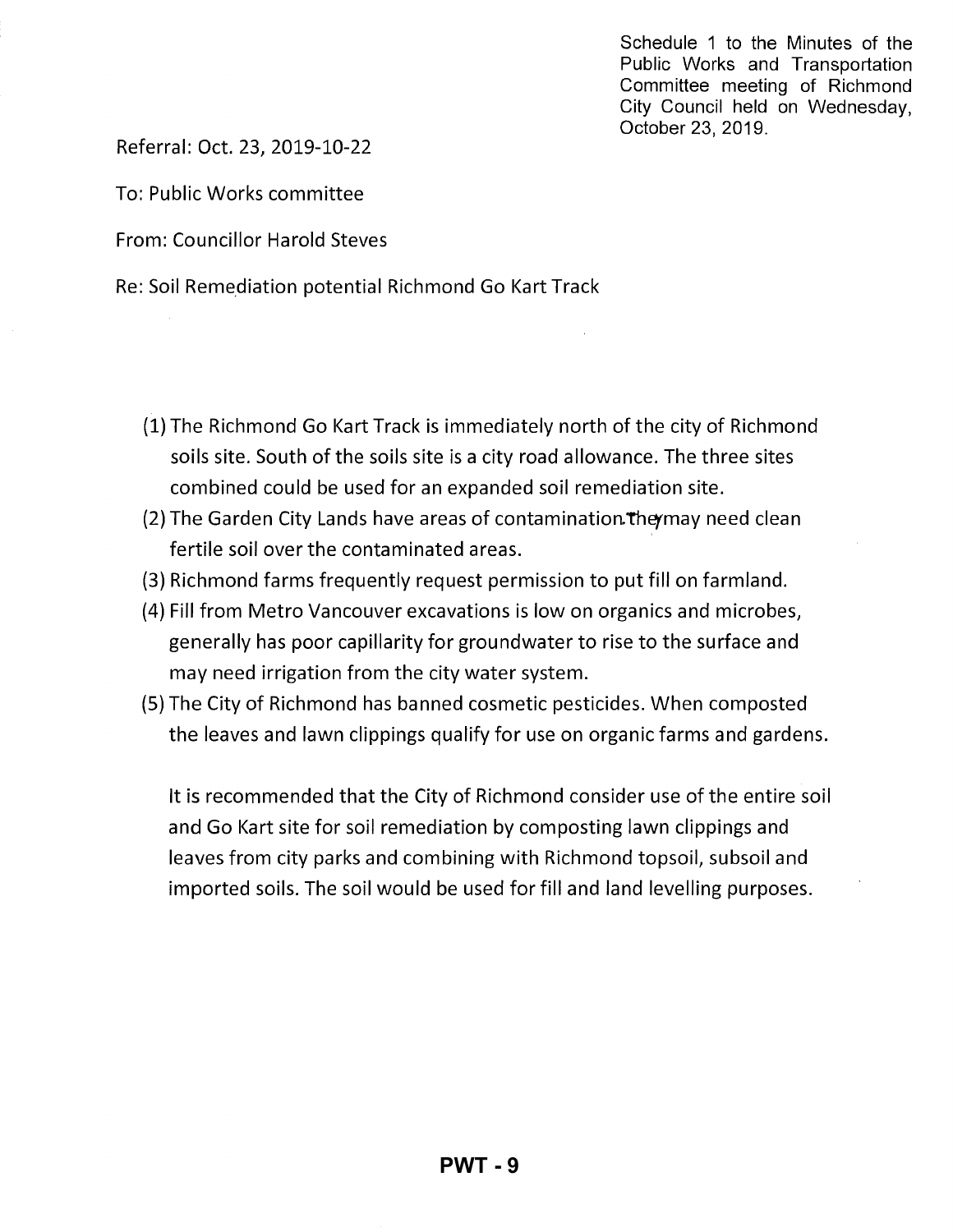Schedule 1 to the Minutes of the Public Works and Transportation Committee meeting of Richmond City Council held on Wednesday, October 23, 2019.

Referral: Oct. 23, 2019-10-22

To: Public Works committee

From: Councillor Harold Steves

Re: Soil Remediation potential Richmond Go Kart Track

(1) The Richmond Go Kart Track is immediately north of the city of Richmond soils site. South of the soils site is a city road allowance. The three sites combined could be used for an expanded soil remediation site.
(2) The Garden City Lands have areas of contamination. They may need clean fertile soil over the contaminated areas.
(3) Richmond farms frequently request permission to put fill on farmland.
(4) Fill from Metro Vancouver excavations is low on organics and microbes, generally has poor capillarity for groundwater to rise to the surface and may need irrigation from the city water system.
(5) The City of Richmond has banned cosmetic pesticides. When composted the leaves and lawn clippings qualify for use on organic farms and gardens.

It is recommended that the City of Richmond consider use of the entire soil and Go Kart site for soil remediation by composting lawn clippings and leaves from city parks and combining with Richmond topsoil, subsoil and imported soils. The soil would be used for fill and land levelling purposes.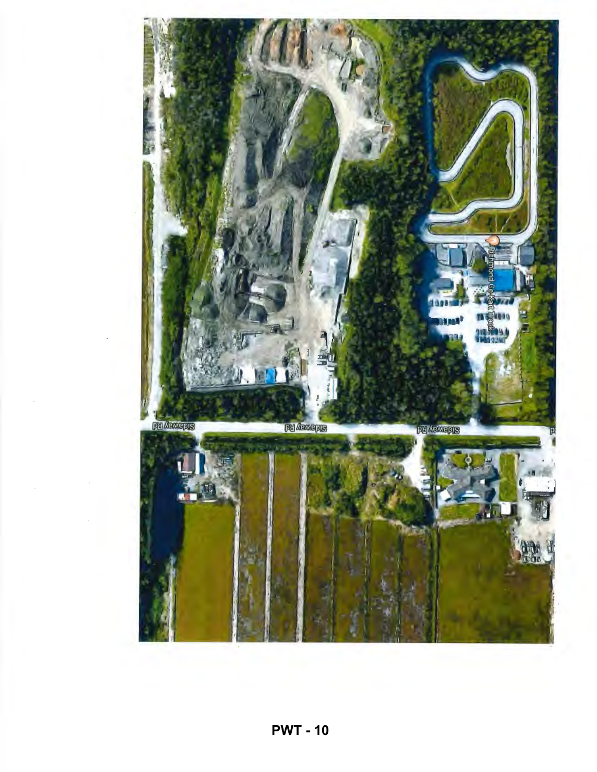**PWT - 10**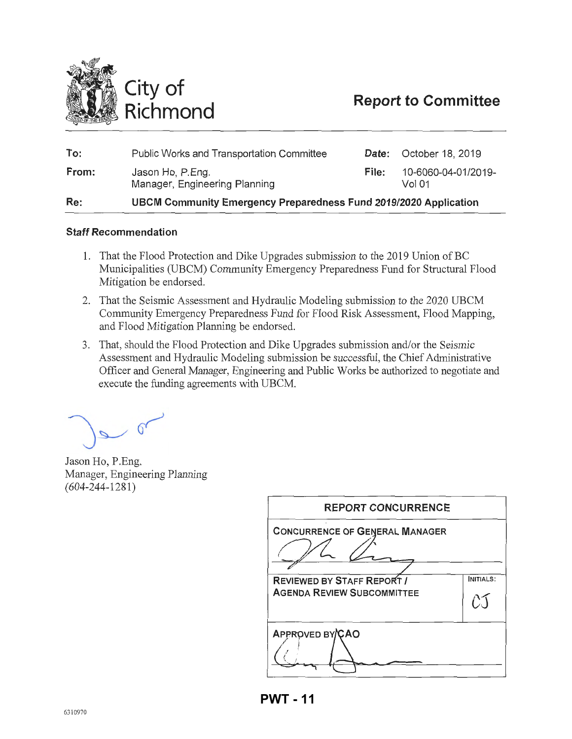City of Richmond

# Report to Committee

| | | | |
|---|---|---|---|
| **To:** | Public Works and Transportation Committee | **Date:** | October 18, 2019 |
| **From:** | Jason Ho, P.Eng.<br>Manager, Engineering Planning | **File:** | 10-6060-04-01/2019-Vol 01 |
| **Re:** | **UBCM Community Emergency Preparedness Fund 2019/2020 Application** | | |

### Staff Recommendation

1. That the Flood Protection and Dike Upgrades submission to the 2019 Union of BC Municipalities (UBCM) Community Emergency Preparedness Fund for Structural Flood Mitigation be endorsed.
2. That the Seismic Assessment and Hydraulic Modeling submission to the 2020 UBCM Community Emergency Preparedness Fund for Flood Risk Assessment, Flood Mapping, and Flood Mitigation Planning be endorsed.
3. That, should the Flood Protection and Dike Upgrades submission and/or the Seismic Assessment and Hydraulic Modeling submission be successful, the Chief Administrative Officer and General Manager, Engineering and Public Works be authorized to negotiate and execute the funding agreements with UBCM.

Jason Ho, P.Eng.
Manager, Engineering Planning
(604-244-1281)

| REPORT CONCURRENCE | |
|---|---|
| CONCURRENCE OF GENERAL MANAGER | |
| REVIEWED BY STAFF REPORT / AGENDA REVIEW SUBCOMMITTEE | INITIALS: CJ |
| APPROVED BY CAO | |

PWT - 11

6310970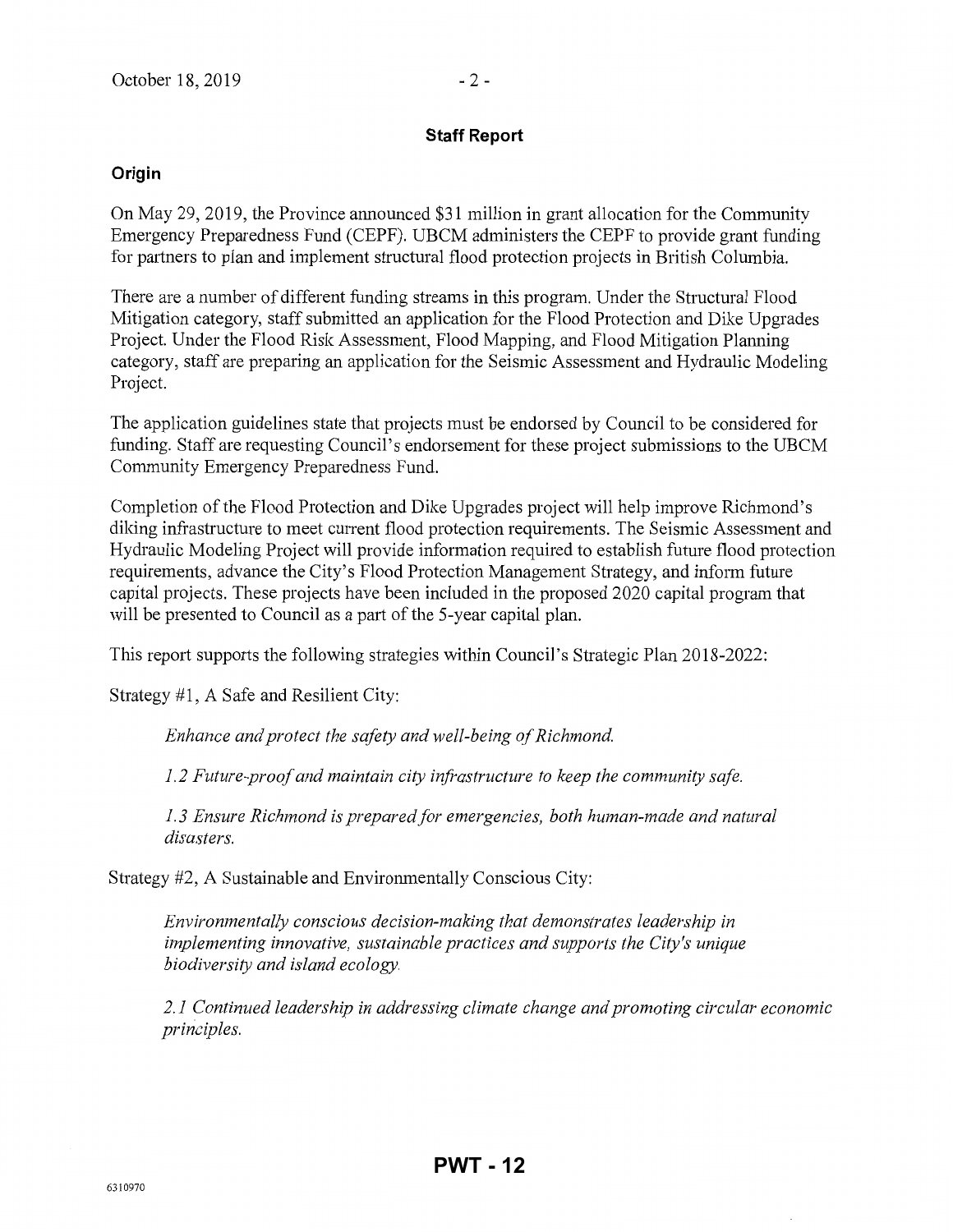## Staff Report

### Origin

On May 29, 2019, the Province announced $31 million in grant allocation for the Community Emergency Preparedness Fund (CEPF). UBCM administers the CEPF to provide grant funding for partners to plan and implement structural flood protection projects in British Columbia.

There are a number of different funding streams in this program. Under the Structural Flood Mitigation category, staff submitted an application for the Flood Protection and Dike Upgrades Project. Under the Flood Risk Assessment, Flood Mapping, and Flood Mitigation Planning category, staff are preparing an application for the Seismic Assessment and Hydraulic Modeling Project.

The application guidelines state that projects must be endorsed by Council to be considered for funding. Staff are requesting Council's endorsement for these project submissions to the UBCM Community Emergency Preparedness Fund.

Completion of the Flood Protection and Dike Upgrades project will help improve Richmond's diking infrastructure to meet current flood protection requirements. The Seismic Assessment and Hydraulic Modeling Project will provide information required to establish future flood protection requirements, advance the City's Flood Protection Management Strategy, and inform future capital projects. These projects have been included in the proposed 2020 capital program that will be presented to Council as a part of the 5-year capital plan.

This report supports the following strategies within Council's Strategic Plan 2018-2022:

Strategy #1, A Safe and Resilient City:

> *Enhance and protect the safety and well-being of Richmond.*
>
> *1.2 Future-proof and maintain city infrastructure to keep the community safe.*
>
> *1.3 Ensure Richmond is prepared for emergencies, both human-made and natural disasters.*

Strategy #2, A Sustainable and Environmentally Conscious City:

> *Environmentally conscious decision-making that demonstrates leadership in implementing innovative, sustainable practices and supports the City's unique biodiversity and island ecology.*
>
> *2.1 Continued leadership in addressing climate change and promoting circular economic principles.*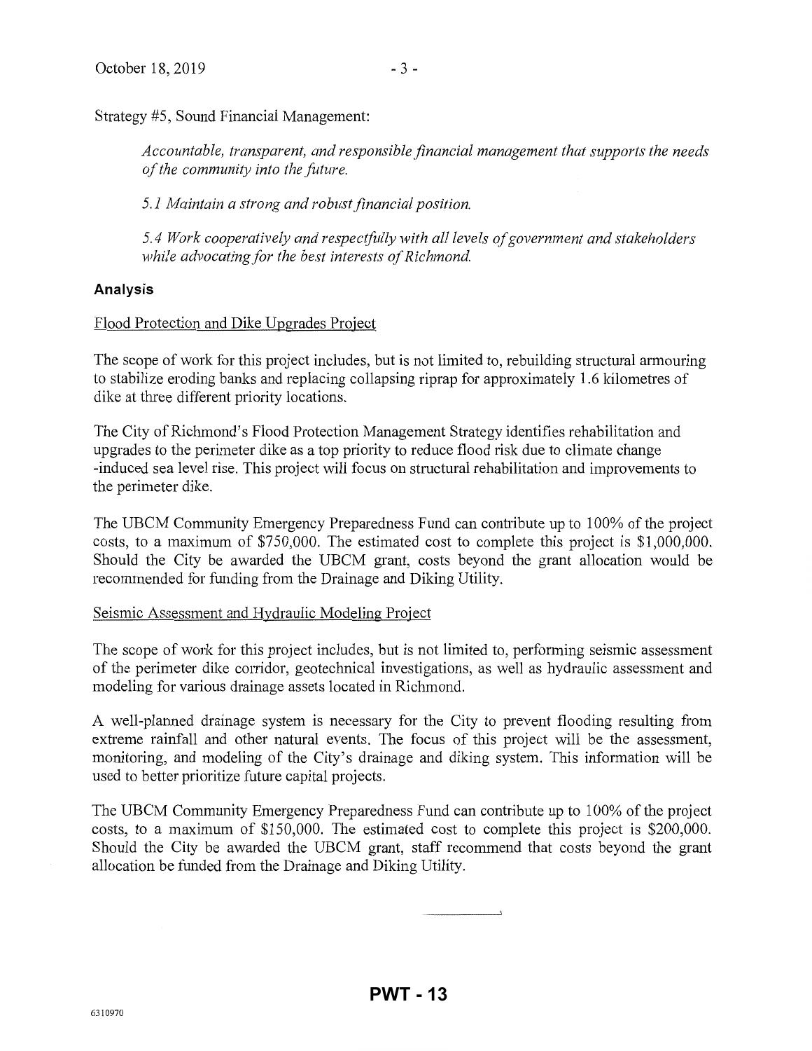Strategy #5, Sound Financial Management:

*Accountable, transparent, and responsible financial management that supports the needs of the community into the future.*

*5.1 Maintain a strong and robust financial position.*

*5.4 Work cooperatively and respectfully with all levels of government and stakeholders while advocating for the best interests of Richmond.*

## Analysis

Flood Protection and Dike Upgrades Project

The scope of work for this project includes, but is not limited to, rebuilding structural armouring to stabilize eroding banks and replacing collapsing riprap for approximately 1.6 kilometres of dike at three different priority locations.

The City of Richmond's Flood Protection Management Strategy identifies rehabilitation and upgrades to the perimeter dike as a top priority to reduce flood risk due to climate change -induced sea level rise. This project will focus on structural rehabilitation and improvements to the perimeter dike.

The UBCM Community Emergency Preparedness Fund can contribute up to 100% of the project costs, to a maximum of $750,000. The estimated cost to complete this project is $1,000,000. Should the City be awarded the UBCM grant, costs beyond the grant allocation would be recommended for funding from the Drainage and Diking Utility.

Seismic Assessment and Hydraulic Modeling Project

The scope of work for this project includes, but is not limited to, performing seismic assessment of the perimeter dike corridor, geotechnical investigations, as well as hydraulic assessment and modeling for various drainage assets located in Richmond.

A well-planned drainage system is necessary for the City to prevent flooding resulting from extreme rainfall and other natural events. The focus of this project will be the assessment, monitoring, and modeling of the City's drainage and diking system. This information will be used to better prioritize future capital projects.

The UBCM Community Emergency Preparedness Fund can contribute up to 100% of the project costs, to a maximum of $150,000. The estimated cost to complete this project is $200,000. Should the City be awarded the UBCM grant, staff recommend that costs beyond the grant allocation be funded from the Drainage and Diking Utility.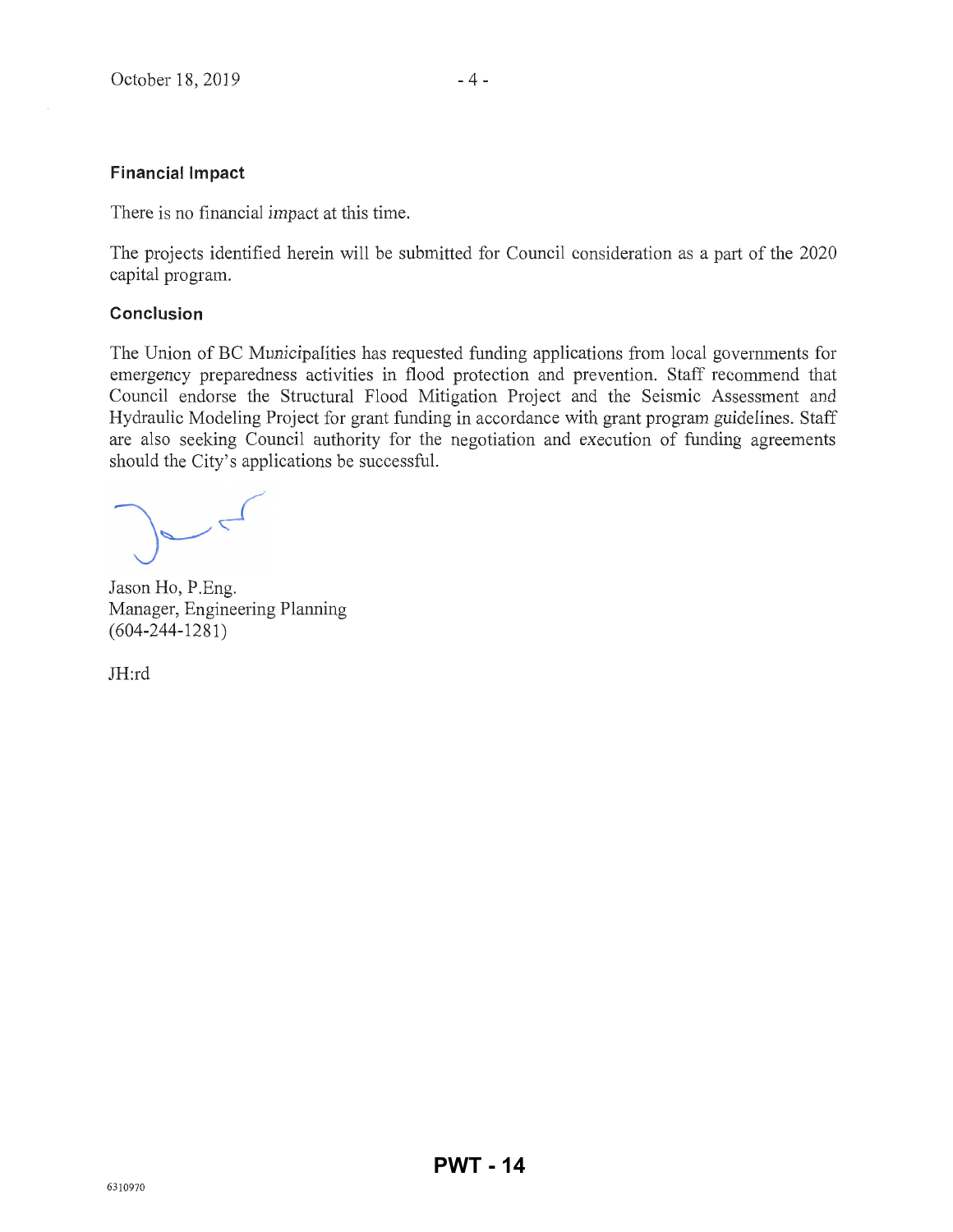### Financial Impact

There is no financial impact at this time.

The projects identified herein will be submitted for Council consideration as a part of the 2020 capital program.

### Conclusion

The Union of BC Municipalities has requested funding applications from local governments for emergency preparedness activities in flood protection and prevention. Staff recommend that Council endorse the Structural Flood Mitigation Project and the Seismic Assessment and Hydraulic Modeling Project for grant funding in accordance with grant program guidelines. Staff are also seeking Council authority for the negotiation and execution of funding agreements should the City's applications be successful.

Jason Ho, P.Eng.
Manager, Engineering Planning
(604-244-1281)

JH:rd

6310970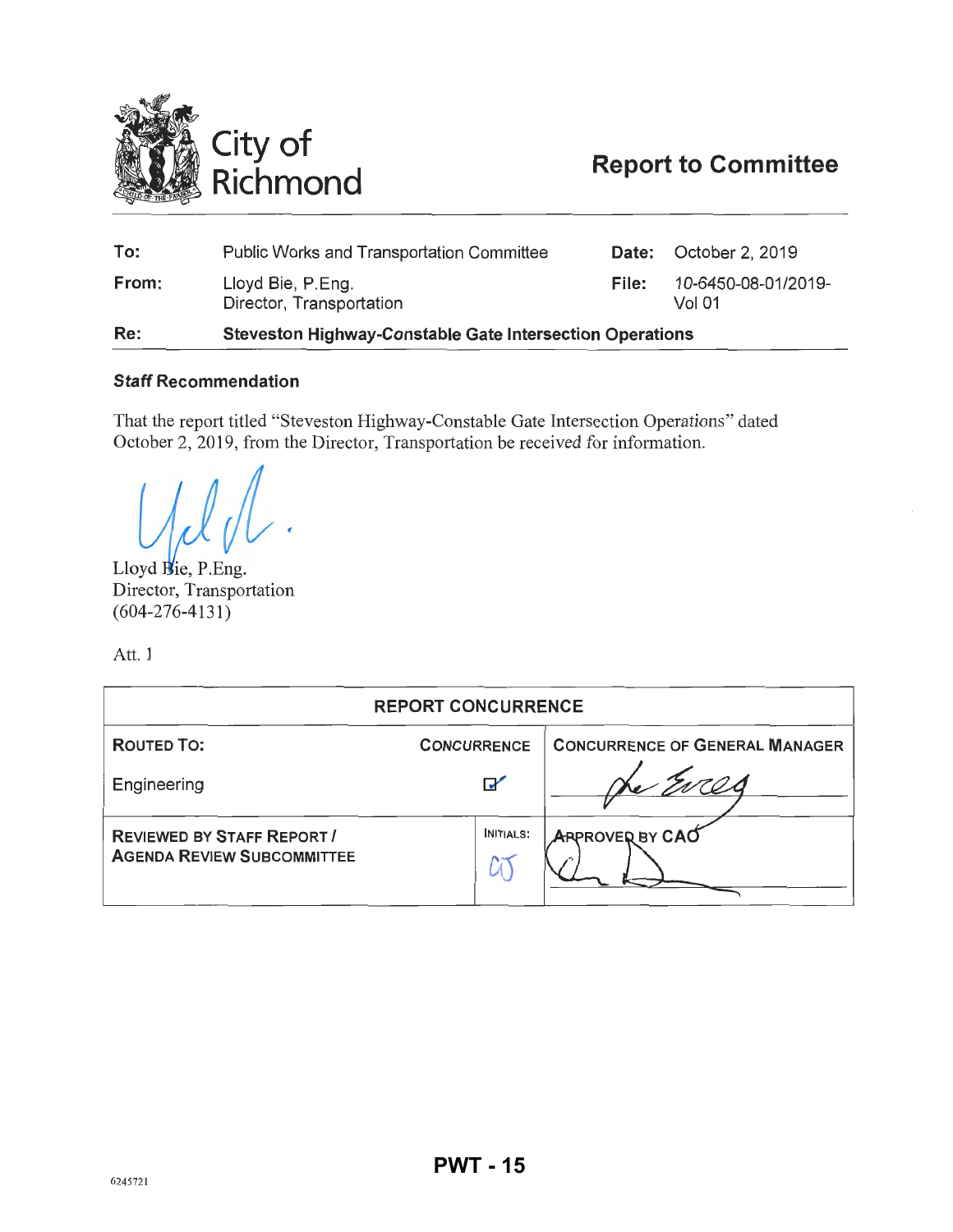City of Richmond

# Report to Committee

| | | | |
|---|---|---|---|
| **To:** | Public Works and Transportation Committee | **Date:** | October 2, 2019 |
| **From:** | Lloyd Bie, P.Eng.<br>Director, Transportation | **File:** | 10-6450-08-01/2019-Vol 01 |
| **Re:** | **Steveston Highway-Constable Gate Intersection Operations** | | |

### Staff Recommendation

That the report titled "Steveston Highway-Constable Gate Intersection Operations" dated October 2, 2019, from the Director, Transportation be received for information.

Lloyd Bie, P.Eng.
Director, Transportation
(604-276-4131)

Att. 1

| REPORT CONCURRENCE | | |
|---|---|---|
| **ROUTED TO:** | **CONCURRENCE** | **CONCURRENCE OF GENERAL MANAGER** |
| Engineering | ☑ | |
| **REVIEWED BY STAFF REPORT / AGENDA REVIEW SUBCOMMITTEE** | **INITIALS:** CJ | **APPROVED BY CAO** |

6245721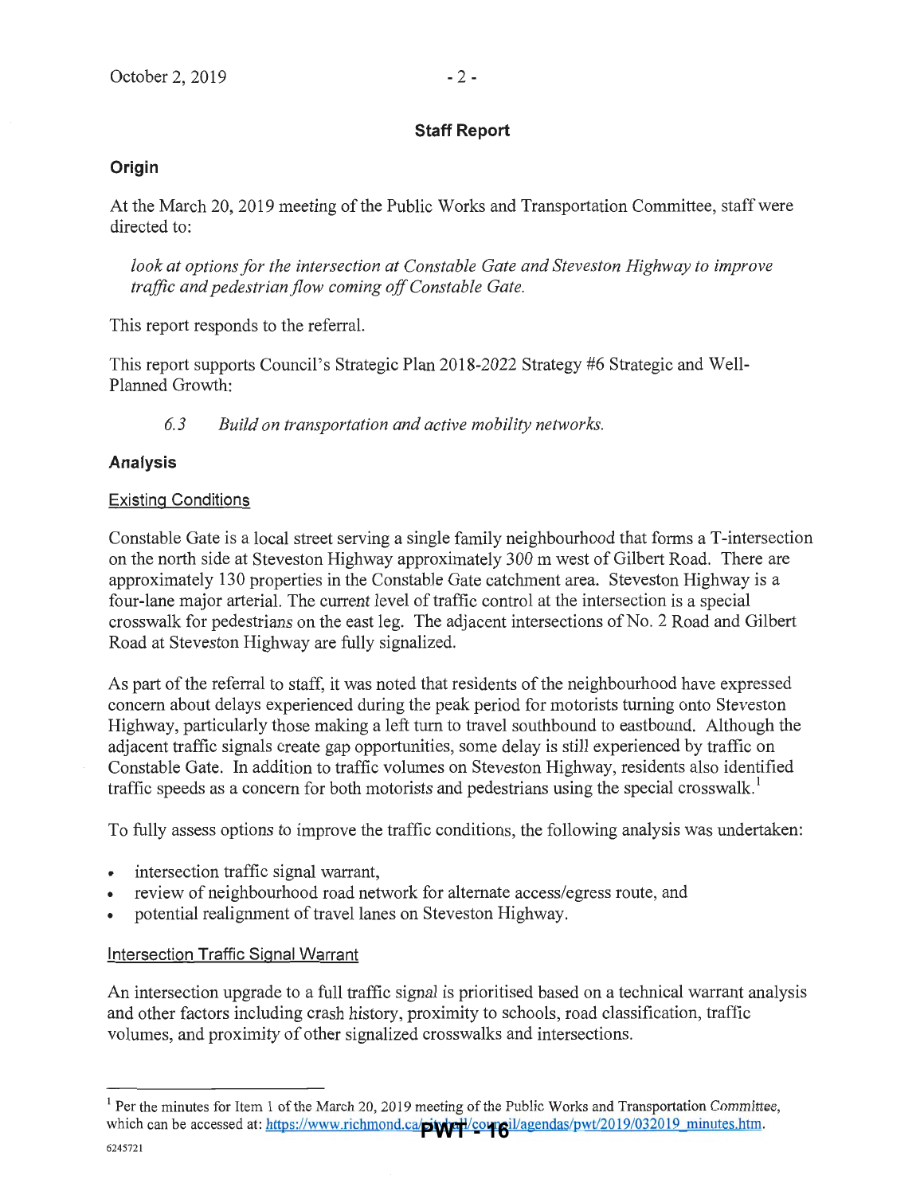## Staff Report

### Origin

At the March 20, 2019 meeting of the Public Works and Transportation Committee, staff were directed to:

*look at options for the intersection at Constable Gate and Steveston Highway to improve traffic and pedestrian flow coming off Constable Gate.*

This report responds to the referral.

This report supports Council's Strategic Plan 2018-2022 Strategy #6 Strategic and Well-Planned Growth:

*6.3 Build on transportation and active mobility networks.*

### Analysis

#### Existing Conditions

Constable Gate is a local street serving a single family neighbourhood that forms a T-intersection on the north side at Steveston Highway approximately 300 m west of Gilbert Road. There are approximately 130 properties in the Constable Gate catchment area. Steveston Highway is a four-lane major arterial. The current level of traffic control at the intersection is a special crosswalk for pedestrians on the east leg. The adjacent intersections of No. 2 Road and Gilbert Road at Steveston Highway are fully signalized.

As part of the referral to staff, it was noted that residents of the neighbourhood have expressed concern about delays experienced during the peak period for motorists turning onto Steveston Highway, particularly those making a left turn to travel southbound to eastbound. Although the adjacent traffic signals create gap opportunities, some delay is still experienced by traffic on Constable Gate. In addition to traffic volumes on Steveston Highway, residents also identified traffic speeds as a concern for both motorists and pedestrians using the special crosswalk.[1]

To fully assess options to improve the traffic conditions, the following analysis was undertaken:

- intersection traffic signal warrant,
- review of neighbourhood road network for alternate access/egress route, and
- potential realignment of travel lanes on Steveston Highway.

#### Intersection Traffic Signal Warrant

An intersection upgrade to a full traffic signal is prioritised based on a technical warrant analysis and other factors including crash history, proximity to schools, road classification, traffic volumes, and proximity of other signalized crosswalks and intersections.

---

[1] Per the minutes for Item 1 of the March 20, 2019 meeting of the Public Works and Transportation Committee, which can be accessed at: https://www.richmond.ca/cityhall/council/agendas/pwt/2019/032019_minutes.htm.

6245721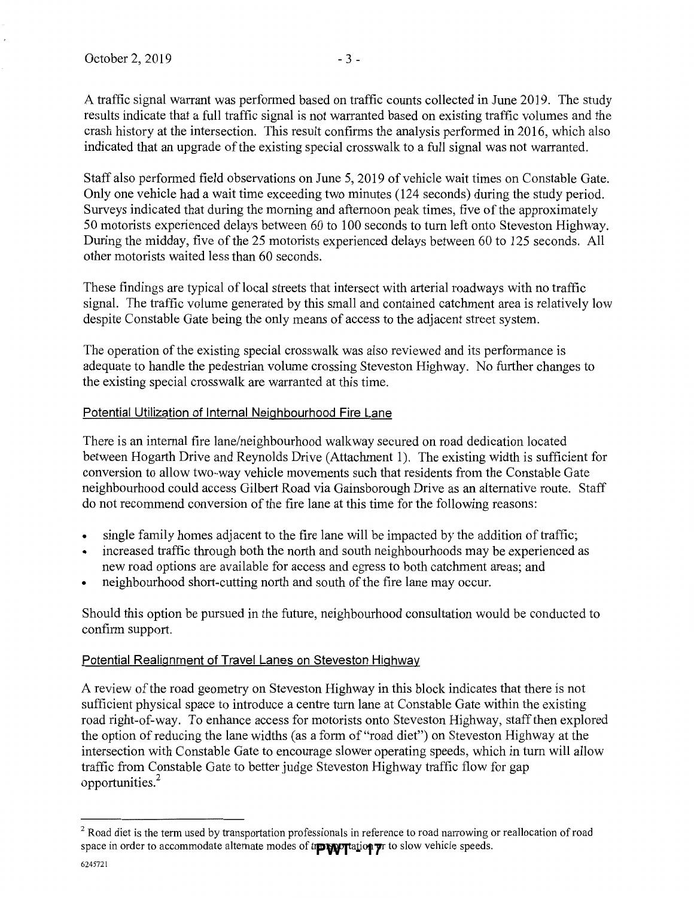A traffic signal warrant was performed based on traffic counts collected in June 2019. The study results indicate that a full traffic signal is not warranted based on existing traffic volumes and the crash history at the intersection. This result confirms the analysis performed in 2016, which also indicated that an upgrade of the existing special crosswalk to a full signal was not warranted.

Staff also performed field observations on June 5, 2019 of vehicle wait times on Constable Gate. Only one vehicle had a wait time exceeding two minutes (124 seconds) during the study period. Surveys indicated that during the morning and afternoon peak times, five of the approximately 50 motorists experienced delays between 60 to 100 seconds to turn left onto Steveston Highway. During the midday, five of the 25 motorists experienced delays between 60 to 125 seconds. All other motorists waited less than 60 seconds.

These findings are typical of local streets that intersect with arterial roadways with no traffic signal. The traffic volume generated by this small and contained catchment area is relatively low despite Constable Gate being the only means of access to the adjacent street system.

The operation of the existing special crosswalk was also reviewed and its performance is adequate to handle the pedestrian volume crossing Steveston Highway. No further changes to the existing special crosswalk are warranted at this time.

### Potential Utilization of Internal Neighbourhood Fire Lane

There is an internal fire lane/neighbourhood walkway secured on road dedication located between Hogarth Drive and Reynolds Drive (Attachment 1). The existing width is sufficient for conversion to allow two-way vehicle movements such that residents from the Constable Gate neighbourhood could access Gilbert Road via Gainsborough Drive as an alternative route. Staff do not recommend conversion of the fire lane at this time for the following reasons:

- single family homes adjacent to the fire lane will be impacted by the addition of traffic;
- increased traffic through both the north and south neighbourhoods may be experienced as new road options are available for access and egress to both catchment areas; and
- neighbourhood short-cutting north and south of the fire lane may occur.

Should this option be pursued in the future, neighbourhood consultation would be conducted to confirm support.

### Potential Realignment of Travel Lanes on Steveston Highway

A review of the road geometry on Steveston Highway in this block indicates that there is not sufficient physical space to introduce a centre turn lane at Constable Gate within the existing road right-of-way. To enhance access for motorists onto Steveston Highway, staff then explored the option of reducing the lane widths (as a form of "road diet") on Steveston Highway at the intersection with Constable Gate to encourage slower operating speeds, which in turn will allow traffic from Constable Gate to better judge Steveston Highway traffic flow for gap opportunities.[2]

---

[2] Road diet is the term used by transportation professionals in reference to road narrowing or reallocation of road space in order to accommodate alternate modes of transportation or to slow vehicle speeds.

6245721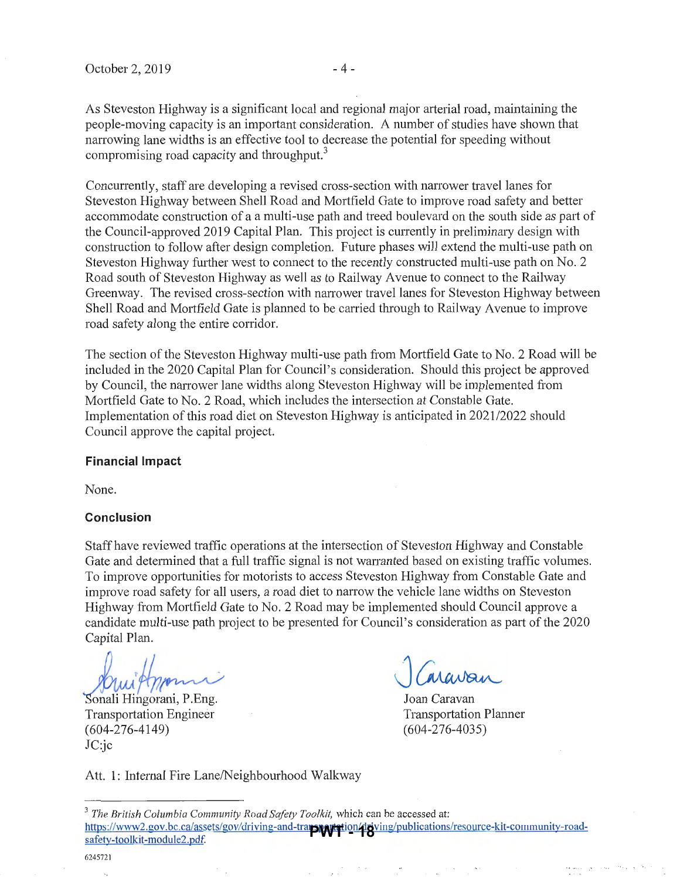As Steveston Highway is a significant local and regional major arterial road, maintaining the people-moving capacity is an important consideration. A number of studies have shown that narrowing lane widths is an effective tool to decrease the potential for speeding without compromising road capacity and throughput.[3]

Concurrently, staff are developing a revised cross-section with narrower travel lanes for Steveston Highway between Shell Road and Mortfield Gate to improve road safety and better accommodate construction of a a multi-use path and treed boulevard on the south side as part of the Council-approved 2019 Capital Plan. This project is currently in preliminary design with construction to follow after design completion. Future phases will extend the multi-use path on Steveston Highway further west to connect to the recently constructed multi-use path on No. 2 Road south of Steveston Highway as well as to Railway Avenue to connect to the Railway Greenway. The revised cross-section with narrower travel lanes for Steveston Highway between Shell Road and Mortfield Gate is planned to be carried through to Railway Avenue to improve road safety along the entire corridor.

The section of the Steveston Highway multi-use path from Mortfield Gate to No. 2 Road will be included in the 2020 Capital Plan for Council's consideration. Should this project be approved by Council, the narrower lane widths along Steveston Highway will be implemented from Mortfield Gate to No. 2 Road, which includes the intersection at Constable Gate. Implementation of this road diet on Steveston Highway is anticipated in 2021/2022 should Council approve the capital project.

**Financial Impact**

None.

**Conclusion**

Staff have reviewed traffic operations at the intersection of Steveston Highway and Constable Gate and determined that a full traffic signal is not warranted based on existing traffic volumes. To improve opportunities for motorists to access Steveston Highway from Constable Gate and improve road safety for all users, a road diet to narrow the vehicle lane widths on Steveston Highway from Mortfield Gate to No. 2 Road may be implemented should Council approve a candidate multi-use path project to be presented for Council's consideration as part of the 2020 Capital Plan.

Sonali Hingorani, P.Eng.
Transportation Engineer
(604-276-4149)
JC:jc

Joan Caravan
Transportation Planner
(604-276-4035)

Att. 1: Internal Fire Lane/Neighbourhood Walkway

---

[3] *The British Columbia Community Road Safety Toolkit,* which can be accessed at: https://www2.gov.bc.ca/assets/gov/driving-and-transportation/driving/publications/resource-kit-community-road-safety-toolkit-module2.pdf.

6245721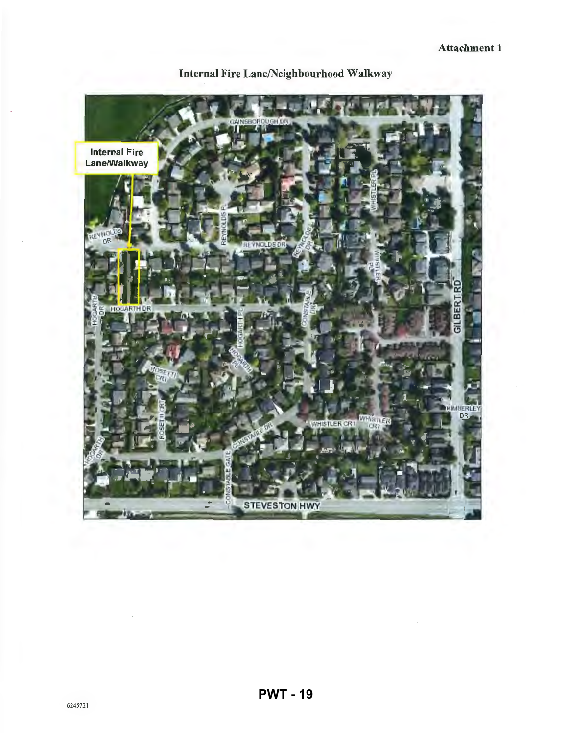Attachment 1

## Internal Fire Lane/Neighbourhood Walkway

Internal Fire Lane/Walkway

GAINSBOROUGH DR
REYNOLDS DR
REYNOLDS PL
REYNOLDS DR
WHISTLER PL
GILBERT RD
HOGARTH DR
HOGARTH PL
CONSTABLE DR
ROSETTI CRT
KIMBERLEY DR
WHISTLER CRT
CONSTABLE GATE
STEVESTON HWY

6245721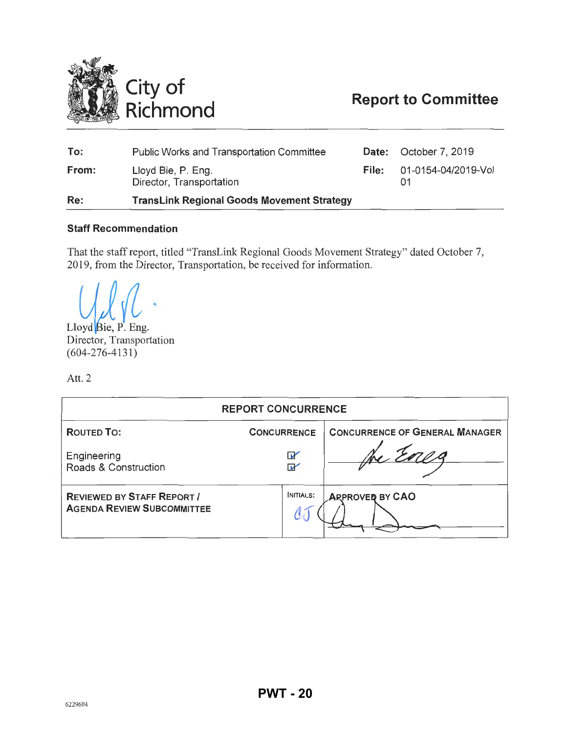# City of Richmond

## Report to Committee

| | | | |
|---|---|---|---|
| **To:** | Public Works and Transportation Committee | **Date:** | October 7, 2019 |
| **From:** | Lloyd Bie, P. Eng. Director, Transportation | **File:** | 01-0154-04/2019-Vol 01 |
| **Re:** | **TransLink Regional Goods Movement Strategy** | | |

### Staff Recommendation

That the staff report, titled "TransLink Regional Goods Movement Strategy" dated October 7, 2019, from the Director, Transportation, be received for information.

Lloyd Bie, P. Eng.
Director, Transportation
(604-276-4131)

Att. 2

| REPORT CONCURRENCE | | |
|---|---|---|
| **ROUTED TO:** | **CONCURRENCE** | **CONCURRENCE OF GENERAL MANAGER** |
| Engineering | ☑ | |
| Roads & Construction | ☑ | |
| **REVIEWED BY STAFF REPORT / AGENDA REVIEW SUBCOMMITTEE** | **INITIALS:** CJ | **APPROVED BY CAO** |

6229604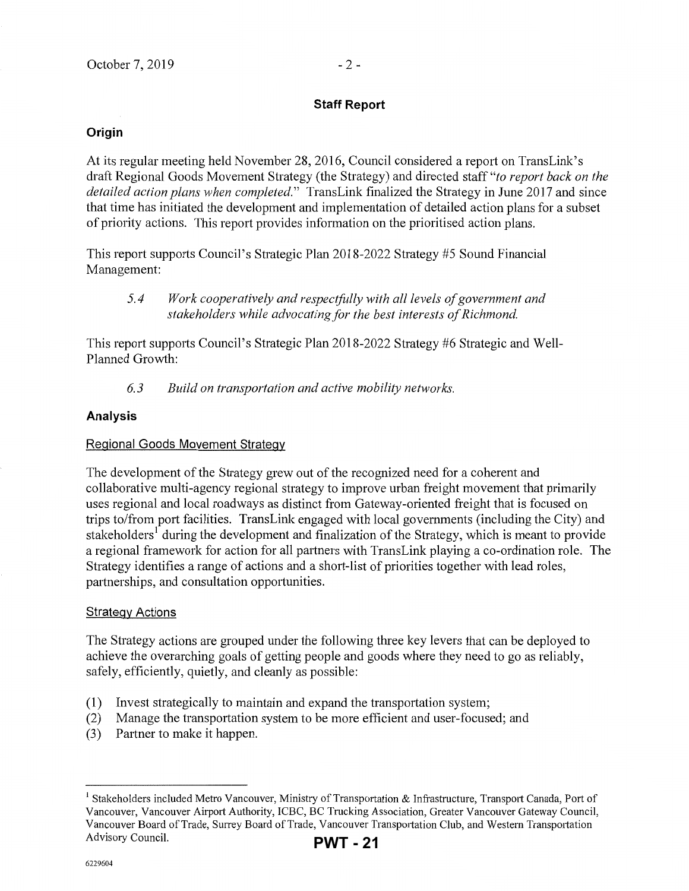## Staff Report

### Origin

At its regular meeting held November 28, 2016, Council considered a report on TransLink's draft Regional Goods Movement Strategy (the Strategy) and directed staff *"to report back on the detailed action plans when completed."* TransLink finalized the Strategy in June 2017 and since that time has initiated the development and implementation of detailed action plans for a subset of priority actions. This report provides information on the prioritised action plans.

This report supports Council's Strategic Plan 2018-2022 Strategy #5 Sound Financial Management:

> *5.4 Work cooperatively and respectfully with all levels of government and stakeholders while advocating for the best interests of Richmond.*

This report supports Council's Strategic Plan 2018-2022 Strategy #6 Strategic and Well-Planned Growth:

> *6.3 Build on transportation and active mobility networks.*

### Analysis

#### Regional Goods Movement Strategy

The development of the Strategy grew out of the recognized need for a coherent and collaborative multi-agency regional strategy to improve urban freight movement that primarily uses regional and local roadways as distinct from Gateway-oriented freight that is focused on trips to/from port facilities. TransLink engaged with local governments (including the City) and stakeholders[1] during the development and finalization of the Strategy, which is meant to provide a regional framework for action for all partners with TransLink playing a co-ordination role. The Strategy identifies a range of actions and a short-list of priorities together with lead roles, partnerships, and consultation opportunities.

#### Strategy Actions

The Strategy actions are grouped under the following three key levers that can be deployed to achieve the overarching goals of getting people and goods where they need to go as reliably, safely, efficiently, quietly, and cleanly as possible:

(1) Invest strategically to maintain and expand the transportation system;
(2) Manage the transportation system to be more efficient and user-focused; and
(3) Partner to make it happen.

---

[1] Stakeholders included Metro Vancouver, Ministry of Transportation & Infrastructure, Transport Canada, Port of Vancouver, Vancouver Airport Authority, ICBC, BC Trucking Association, Greater Vancouver Gateway Council, Vancouver Board of Trade, Surrey Board of Trade, Vancouver Transportation Club, and Western Transportation Advisory Council.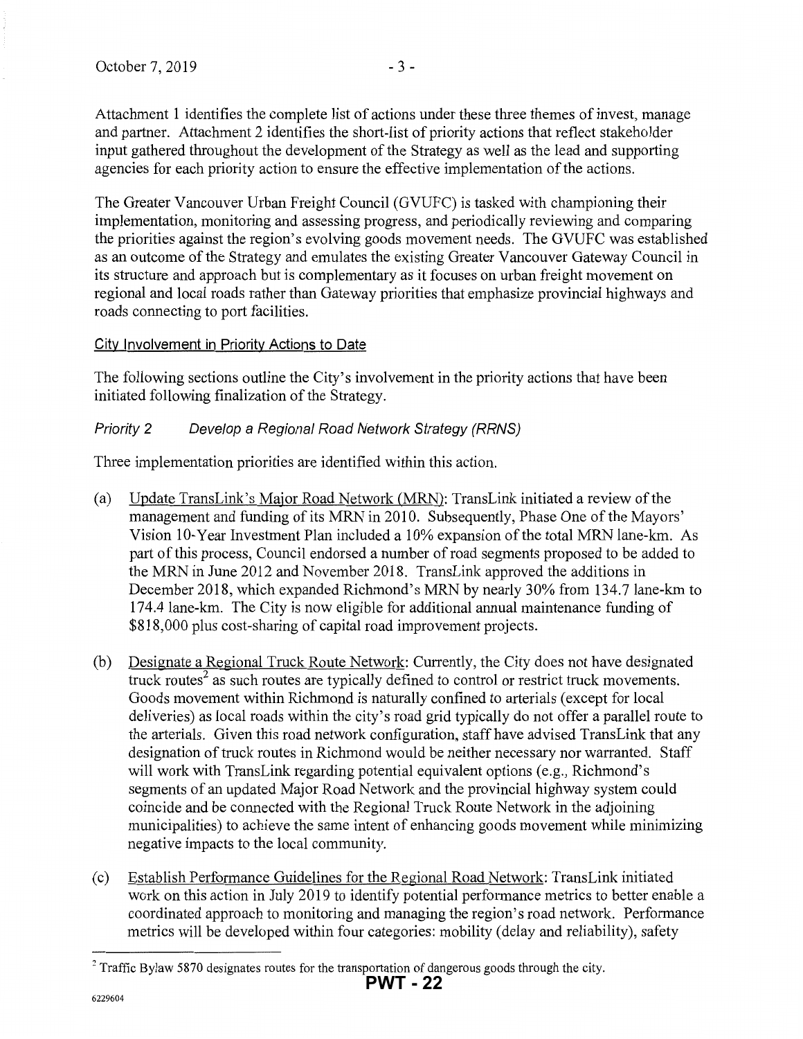Attachment 1 identifies the complete list of actions under these three themes of invest, manage and partner. Attachment 2 identifies the short-list of priority actions that reflect stakeholder input gathered throughout the development of the Strategy as well as the lead and supporting agencies for each priority action to ensure the effective implementation of the actions.

The Greater Vancouver Urban Freight Council (GVUFC) is tasked with championing their implementation, monitoring and assessing progress, and periodically reviewing and comparing the priorities against the region's evolving goods movement needs. The GVUFC was established as an outcome of the Strategy and emulates the existing Greater Vancouver Gateway Council in its structure and approach but is complementary as it focuses on urban freight movement on regional and local roads rather than Gateway priorities that emphasize provincial highways and roads connecting to port facilities.

City Involvement in Priority Actions to Date

The following sections outline the City's involvement in the priority actions that have been initiated following finalization of the Strategy.

*Priority 2 Develop a Regional Road Network Strategy (RRNS)*

Three implementation priorities are identified within this action.

(a) Update TransLink's Major Road Network (MRN): TransLink initiated a review of the management and funding of its MRN in 2010. Subsequently, Phase One of the Mayors' Vision 10-Year Investment Plan included a 10% expansion of the total MRN lane-km. As part of this process, Council endorsed a number of road segments proposed to be added to the MRN in June 2012 and November 2018. TransLink approved the additions in December 2018, which expanded Richmond's MRN by nearly 30% from 134.7 lane-km to 174.4 lane-km. The City is now eligible for additional annual maintenance funding of $818,000 plus cost-sharing of capital road improvement projects.

(b) Designate a Regional Truck Route Network: Currently, the City does not have designated truck routes[2] as such routes are typically defined to control or restrict truck movements. Goods movement within Richmond is naturally confined to arterials (except for local deliveries) as local roads within the city's road grid typically do not offer a parallel route to the arterials. Given this road network configuration, staff have advised TransLink that any designation of truck routes in Richmond would be neither necessary nor warranted. Staff will work with TransLink regarding potential equivalent options (e.g., Richmond's segments of an updated Major Road Network and the provincial highway system could coincide and be connected with the Regional Truck Route Network in the adjoining municipalities) to achieve the same intent of enhancing goods movement while minimizing negative impacts to the local community.

(c) Establish Performance Guidelines for the Regional Road Network: TransLink initiated work on this action in July 2019 to identify potential performance metrics to better enable a coordinated approach to monitoring and managing the region's road network. Performance metrics will be developed within four categories: mobility (delay and reliability), safety

[2] Traffic Bylaw 5870 designates routes for the transportation of dangerous goods through the city.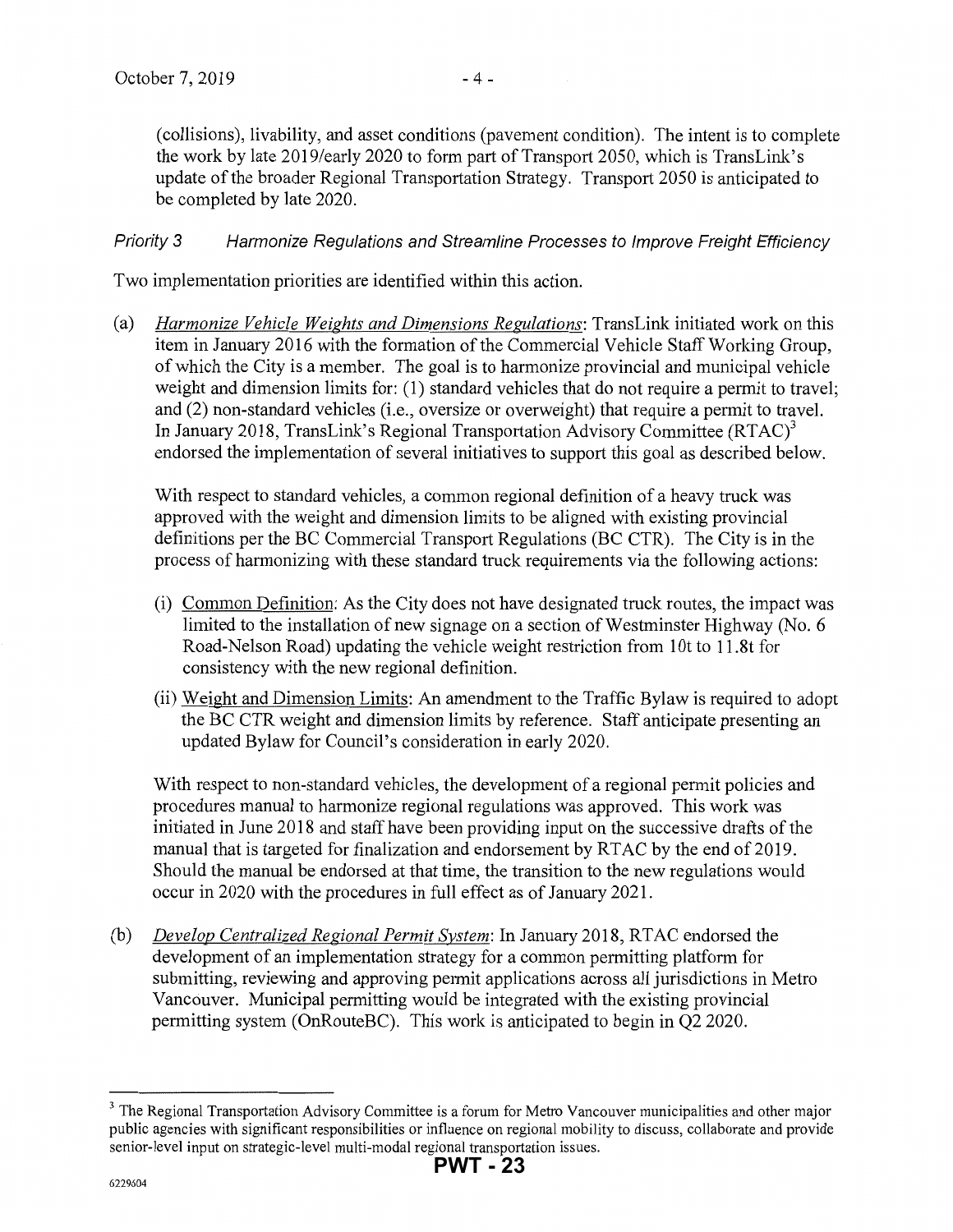(collisions), livability, and asset conditions (pavement condition). The intent is to complete the work by late 2019/early 2020 to form part of Transport 2050, which is TransLink's update of the broader Regional Transportation Strategy. Transport 2050 is anticipated to be completed by late 2020.

*Priority 3 Harmonize Regulations and Streamline Processes to Improve Freight Efficiency*

Two implementation priorities are identified within this action.

(a) *Harmonize Vehicle Weights and Dimensions Regulations*: TransLink initiated work on this item in January 2016 with the formation of the Commercial Vehicle Staff Working Group, of which the City is a member. The goal is to harmonize provincial and municipal vehicle weight and dimension limits for: (1) standard vehicles that do not require a permit to travel; and (2) non-standard vehicles (i.e., oversize or overweight) that require a permit to travel. In January 2018, TransLink's Regional Transportation Advisory Committee (RTAC)[3] endorsed the implementation of several initiatives to support this goal as described below.

With respect to standard vehicles, a common regional definition of a heavy truck was approved with the weight and dimension limits to be aligned with existing provincial definitions per the BC Commercial Transport Regulations (BC CTR). The City is in the process of harmonizing with these standard truck requirements via the following actions:

(i) Common Definition: As the City does not have designated truck routes, the impact was limited to the installation of new signage on a section of Westminster Highway (No. 6 Road-Nelson Road) updating the vehicle weight restriction from 10t to 11.8t for consistency with the new regional definition.

(ii) Weight and Dimension Limits: An amendment to the Traffic Bylaw is required to adopt the BC CTR weight and dimension limits by reference. Staff anticipate presenting an updated Bylaw for Council's consideration in early 2020.

With respect to non-standard vehicles, the development of a regional permit policies and procedures manual to harmonize regional regulations was approved. This work was initiated in June 2018 and staff have been providing input on the successive drafts of the manual that is targeted for finalization and endorsement by RTAC by the end of 2019. Should the manual be endorsed at that time, the transition to the new regulations would occur in 2020 with the procedures in full effect as of January 2021.

(b) *Develop Centralized Regional Permit System*: In January 2018, RTAC endorsed the development of an implementation strategy for a common permitting platform for submitting, reviewing and approving permit applications across all jurisdictions in Metro Vancouver. Municipal permitting would be integrated with the existing provincial permitting system (OnRouteBC). This work is anticipated to begin in Q2 2020.

---

[3] The Regional Transportation Advisory Committee is a forum for Metro Vancouver municipalities and other major public agencies with significant responsibilities or influence on regional mobility to discuss, collaborate and provide senior-level input on strategic-level multi-modal regional transportation issues.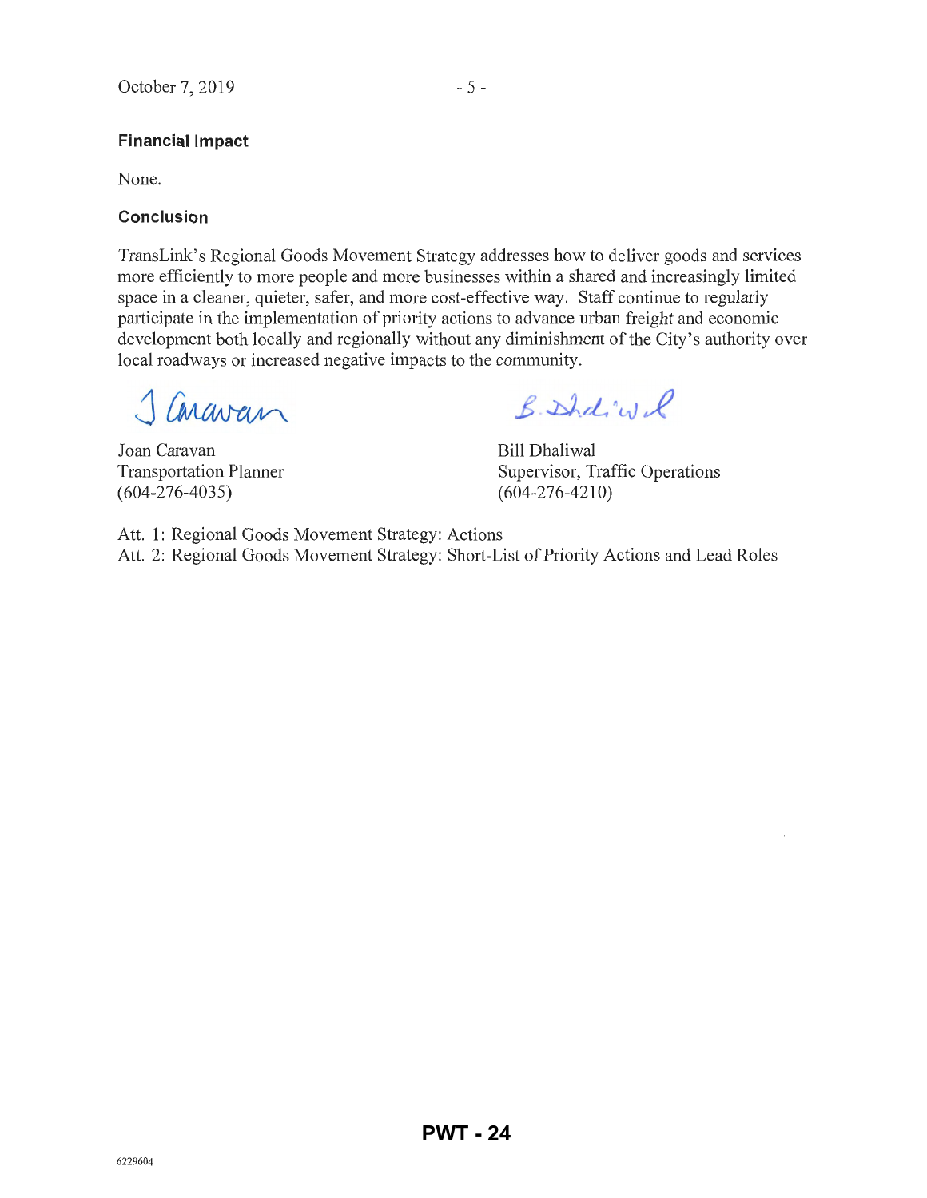### Financial Impact

None.

### Conclusion

TransLink's Regional Goods Movement Strategy addresses how to deliver goods and services more efficiently to more people and more businesses within a shared and increasingly limited space in a cleaner, quieter, safer, and more cost-effective way. Staff continue to regularly participate in the implementation of priority actions to advance urban freight and economic development both locally and regionally without any diminishment of the City's authority over local roadways or increased negative impacts to the community.

Joan Caravan
Transportation Planner
(604-276-4035)

Bill Dhaliwal
Supervisor, Traffic Operations
(604-276-4210)

Att. 1: Regional Goods Movement Strategy: Actions
Att. 2: Regional Goods Movement Strategy: Short-List of Priority Actions and Lead Roles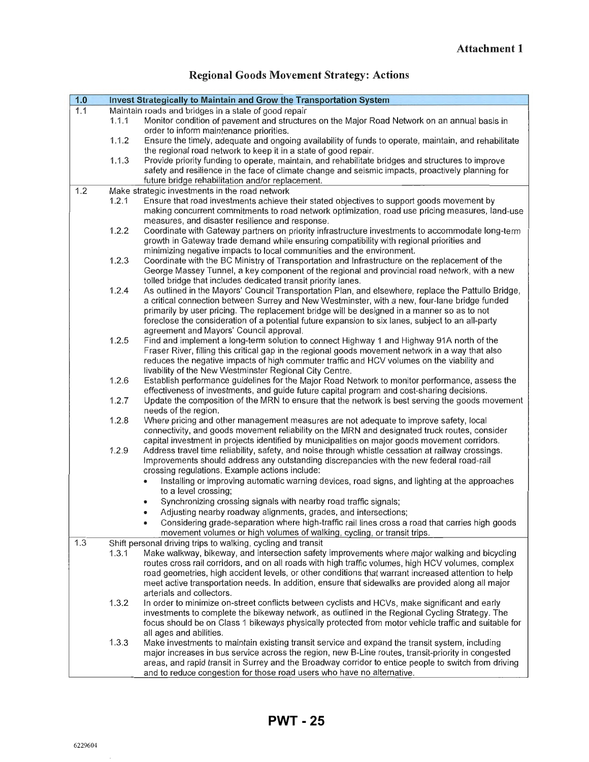**Attachment 1**

## Regional Goods Movement Strategy: Actions

| 1.0 | Invest Strategically to Maintain and Grow the Transportation System |
|---|---|
| 1.1 | Maintain roads and bridges in a state of good repair<br>1.1.1 Monitor condition of pavement and structures on the Major Road Network on an annual basis in order to inform maintenance priorities.<br>1.1.2 Ensure the timely, adequate and ongoing availability of funds to operate, maintain, and rehabilitate the regional road network to keep it in a state of good repair.<br>1.1.3 Provide priority funding to operate, maintain, and rehabilitate bridges and structures to improve safety and resilience in the face of climate change and seismic impacts, proactively planning for future bridge rehabilitation and/or replacement. |
| 1.2 | Make strategic investments in the road network<br>1.2.1 Ensure that road investments achieve their stated objectives to support goods movement by making concurrent commitments to road network optimization, road use pricing measures, land-use measures, and disaster resilience and response.<br>1.2.2 Coordinate with Gateway partners on priority infrastructure investments to accommodate long-term growth in Gateway trade demand while ensuring compatibility with regional priorities and minimizing negative impacts to local communities and the environment.<br>1.2.3 Coordinate with the BC Ministry of Transportation and Infrastructure on the replacement of the George Massey Tunnel, a key component of the regional and provincial road network, with a new tolled bridge that includes dedicated transit priority lanes.<br>1.2.4 As outlined in the Mayors' Council Transportation Plan, and elsewhere, replace the Pattullo Bridge, a critical connection between Surrey and New Westminster, with a new, four-lane bridge funded primarily by user pricing. The replacement bridge will be designed in a manner so as to not foreclose the consideration of a potential future expansion to six lanes, subject to an all-party agreement and Mayors' Council approval.<br>1.2.5 Find and implement a long-term solution to connect Highway 1 and Highway 91A north of the Fraser River, filling this critical gap in the regional goods movement network in a way that also reduces the negative impacts of high commuter traffic and HCV volumes on the viability and livability of the New Westminster Regional City Centre.<br>1.2.6 Establish performance guidelines for the Major Road Network to monitor performance, assess the effectiveness of investments, and guide future capital program and cost-sharing decisions.<br>1.2.7 Update the composition of the MRN to ensure that the network is best serving the goods movement needs of the region.<br>1.2.8 Where pricing and other management measures are not adequate to improve safety, local connectivity, and goods movement reliability on the MRN and designated truck routes, consider capital investment in projects identified by municipalities on major goods movement corridors.<br>1.2.9 Address travel time reliability, safety, and noise through whistle cessation at railway crossings. Improvements should address any outstanding discrepancies with the new federal road-rail crossing regulations. Example actions include:<br>• Installing or improving automatic warning devices, road signs, and lighting at the approaches to a level crossing;<br>• Synchronizing crossing signals with nearby road traffic signals;<br>• Adjusting nearby roadway alignments, grades, and intersections;<br>• Considering grade-separation where high-traffic rail lines cross a road that carries high goods movement volumes or high volumes of walking, cycling, or transit trips. |
| 1.3 | Shift personal driving trips to walking, cycling and transit<br>1.3.1 Make walkway, bikeway, and intersection safety improvements where major walking and bicycling routes cross rail corridors, and on all roads with high traffic volumes, high HCV volumes, complex road geometries, high accident levels, or other conditions that warrant increased attention to help meet active transportation needs. In addition, ensure that sidewalks are provided along all major arterials and collectors.<br>1.3.2 In order to minimize on-street conflicts between cyclists and HCVs, make significant and early investments to complete the bikeway network, as outlined in the Regional Cycling Strategy. The focus should be on Class 1 bikeways physically protected from motor vehicle traffic and suitable for all ages and abilities.<br>1.3.3 Make investments to maintain existing transit service and expand the transit system, including major increases in bus service across the region, new B-Line routes, transit-priority in congested areas, and rapid transit in Surrey and the Broadway corridor to entice people to switch from driving and to reduce congestion for those road users who have no alternative. |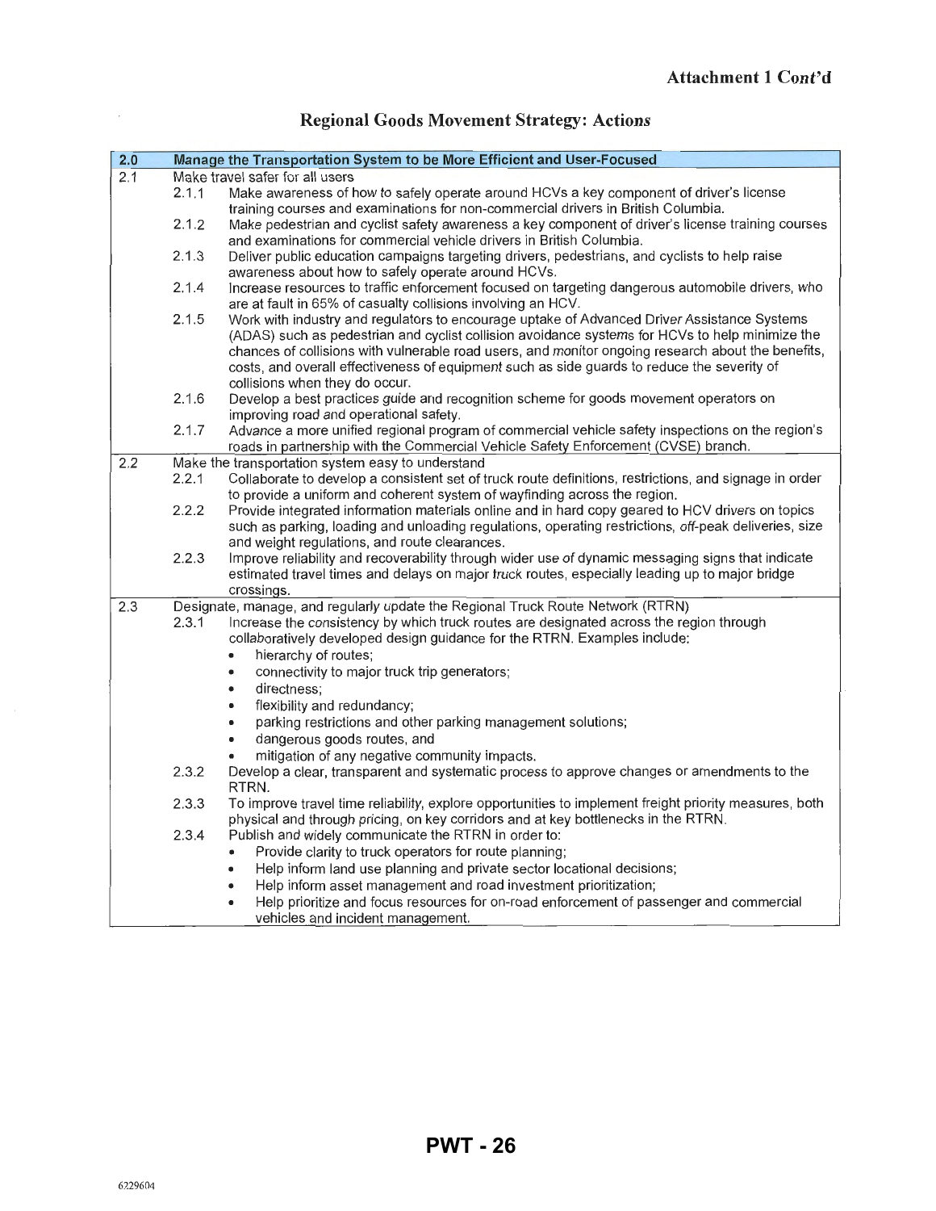**Attachment 1 Cont'd**

## Regional Goods Movement Strategy: Actions

| 2.0 | Manage the Transportation System to be More Efficient and User-Focused |
|---|---|
| 2.1 | Make travel safer for all users |
| 2.1.1 | Make awareness of how to safely operate around HCVs a key component of driver's license training courses and examinations for non-commercial drivers in British Columbia. |
| 2.1.2 | Make pedestrian and cyclist safety awareness a key component of driver's license training courses and examinations for commercial vehicle drivers in British Columbia. |
| 2.1.3 | Deliver public education campaigns targeting drivers, pedestrians, and cyclists to help raise awareness about how to safely operate around HCVs. |
| 2.1.4 | Increase resources to traffic enforcement focused on targeting dangerous automobile drivers, who are at fault in 65% of casualty collisions involving an HCV. |
| 2.1.5 | Work with industry and regulators to encourage uptake of Advanced Driver Assistance Systems (ADAS) such as pedestrian and cyclist collision avoidance systems for HCVs to help minimize the chances of collisions with vulnerable road users, and monitor ongoing research about the benefits, costs, and overall effectiveness of equipment such as side guards to reduce the severity of collisions when they do occur. |
| 2.1.6 | Develop a best practices guide and recognition scheme for goods movement operators on improving road and operational safety. |
| 2.1.7 | Advance a more unified regional program of commercial vehicle safety inspections on the region's roads in partnership with the Commercial Vehicle Safety Enforcement (CVSE) branch. |
| 2.2 | Make the transportation system easy to understand |
| 2.2.1 | Collaborate to develop a consistent set of truck route definitions, restrictions, and signage in order to provide a uniform and coherent system of wayfinding across the region. |
| 2.2.2 | Provide integrated information materials online and in hard copy geared to HCV drivers on topics such as parking, loading and unloading regulations, operating restrictions, off-peak deliveries, size and weight regulations, and route clearances. |
| 2.2.3 | Improve reliability and recoverability through wider use of dynamic messaging signs that indicate estimated travel times and delays on major truck routes, especially leading up to major bridge crossings. |
| 2.3 | Designate, manage, and regularly update the Regional Truck Route Network (RTRN) |
| 2.3.1 | Increase the consistency by which truck routes are designated across the region through collaboratively developed design guidance for the RTRN. Examples include:<br>• hierarchy of routes;<br>• connectivity to major truck trip generators;<br>• directness;<br>• flexibility and redundancy;<br>• parking restrictions and other parking management solutions;<br>• dangerous goods routes, and<br>• mitigation of any negative community impacts. |
| 2.3.2 | Develop a clear, transparent and systematic process to approve changes or amendments to the RTRN. |
| 2.3.3 | To improve travel time reliability, explore opportunities to implement freight priority measures, both physical and through pricing, on key corridors and at key bottlenecks in the RTRN. |
| 2.3.4 | Publish and widely communicate the RTRN in order to:<br>• Provide clarity to truck operators for route planning;<br>• Help inform land use planning and private sector locational decisions;<br>• Help inform asset management and road investment prioritization;<br>• Help prioritize and focus resources for on-road enforcement of passenger and commercial vehicles and incident management. |

**PWT - 26**

6229604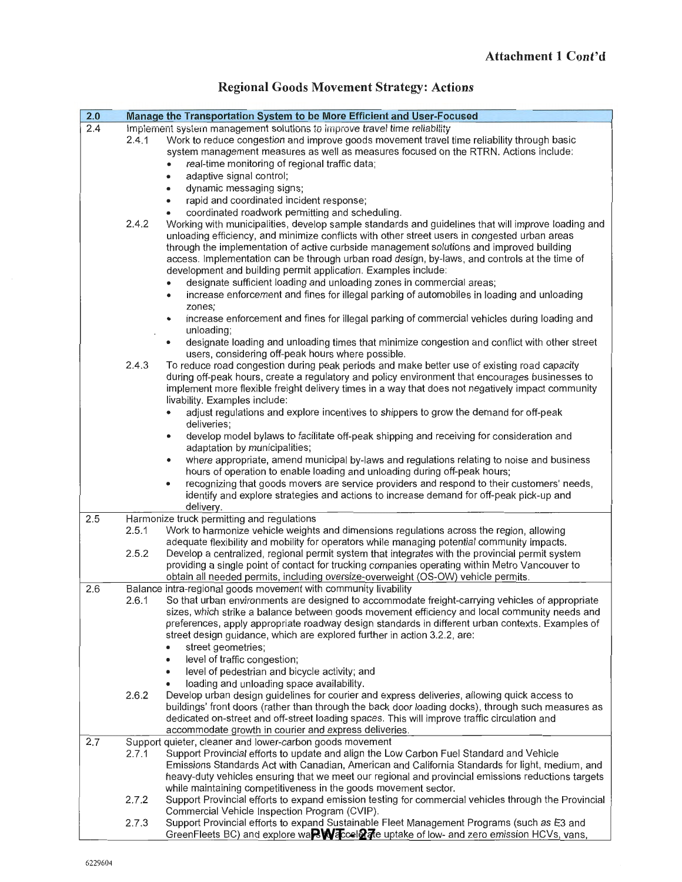**Attachment 1 Cont'd**

## Regional Goods Movement Strategy: Actions

| 2.0 | Manage the Transportation System to be More Efficient and User-Focused |
|---|---|
| 2.4 | Implement system management solutions to improve travel time reliability<br>2.4.1 Work to reduce congestion and improve goods movement travel time reliability through basic system management measures as well as measures focused on the RTRN. Actions include:<br>• real-time monitoring of regional traffic data;<br>• adaptive signal control;<br>• dynamic messaging signs;<br>• rapid and coordinated incident response;<br>• coordinated roadwork permitting and scheduling.<br>2.4.2 Working with municipalities, develop sample standards and guidelines that will improve loading and unloading efficiency, and minimize conflicts with other street users in congested urban areas through the implementation of active curbside management solutions and improved building access. Implementation can be through urban road design, by-laws, and controls at the time of development and building permit application. Examples include:<br>• designate sufficient loading and unloading zones in commercial areas;<br>• increase enforcement and fines for illegal parking of automobiles in loading and unloading zones;<br>• increase enforcement and fines for illegal parking of commercial vehicles during loading and unloading;<br>• designate loading and unloading times that minimize congestion and conflict with other street users, considering off-peak hours where possible.<br>2.4.3 To reduce road congestion during peak periods and make better use of existing road capacity during off-peak hours, create a regulatory and policy environment that encourages businesses to implement more flexible freight delivery times in a way that does not negatively impact community livability. Examples include:<br>• adjust regulations and explore incentives to shippers to grow the demand for off-peak deliveries;<br>• develop model bylaws to facilitate off-peak shipping and receiving for consideration and adaptation by municipalities;<br>• where appropriate, amend municipal by-laws and regulations relating to noise and business hours of operation to enable loading and unloading during off-peak hours;<br>• recognizing that goods movers are service providers and respond to their customers' needs, identify and explore strategies and actions to increase demand for off-peak pick-up and delivery. |
| 2.5 | Harmonize truck permitting and regulations<br>2.5.1 Work to harmonize vehicle weights and dimensions regulations across the region, allowing adequate flexibility and mobility for operators while managing potential community impacts.<br>2.5.2 Develop a centralized, regional permit system that integrates with the provincial permit system providing a single point of contact for trucking companies operating within Metro Vancouver to obtain all needed permits, including oversize-overweight (OS-OW) vehicle permits. |
| 2.6 | Balance intra-regional goods movement with community livability<br>2.6.1 So that urban environments are designed to accommodate freight-carrying vehicles of appropriate sizes, which strike a balance between goods movement efficiency and local community needs and preferences, apply appropriate roadway design standards in different urban contexts. Examples of street design guidance, which are explored further in action 3.2.2, are:<br>• street geometries;<br>• level of traffic congestion;<br>• level of pedestrian and bicycle activity; and<br>• loading and unloading space availability.<br>2.6.2 Develop urban design guidelines for courier and express deliveries, allowing quick access to buildings' front doors (rather than through the back door loading docks), through such measures as dedicated on-street and off-street loading spaces. This will improve traffic circulation and accommodate growth in courier and express deliveries. |
| 2.7 | Support quieter, cleaner and lower-carbon goods movement<br>2.7.1 Support Provincial efforts to update and align the Low Carbon Fuel Standard and Vehicle Emissions Standards Act with Canadian, American and California Standards for light, medium, and heavy-duty vehicles ensuring that we meet our regional and provincial emissions reductions targets while maintaining competitiveness in the goods movement sector.<br>2.7.2 Support Provincial efforts to expand emission testing for commercial vehicles through the Provincial Commercial Vehicle Inspection Program (CVIP).<br>2.7.3 Support Provincial efforts to expand Sustainable Fleet Management Programs (such as E3 and GreenFleets BC) and explore ways to accelerate uptake of low- and zero emission HCVs, vans, |

6229604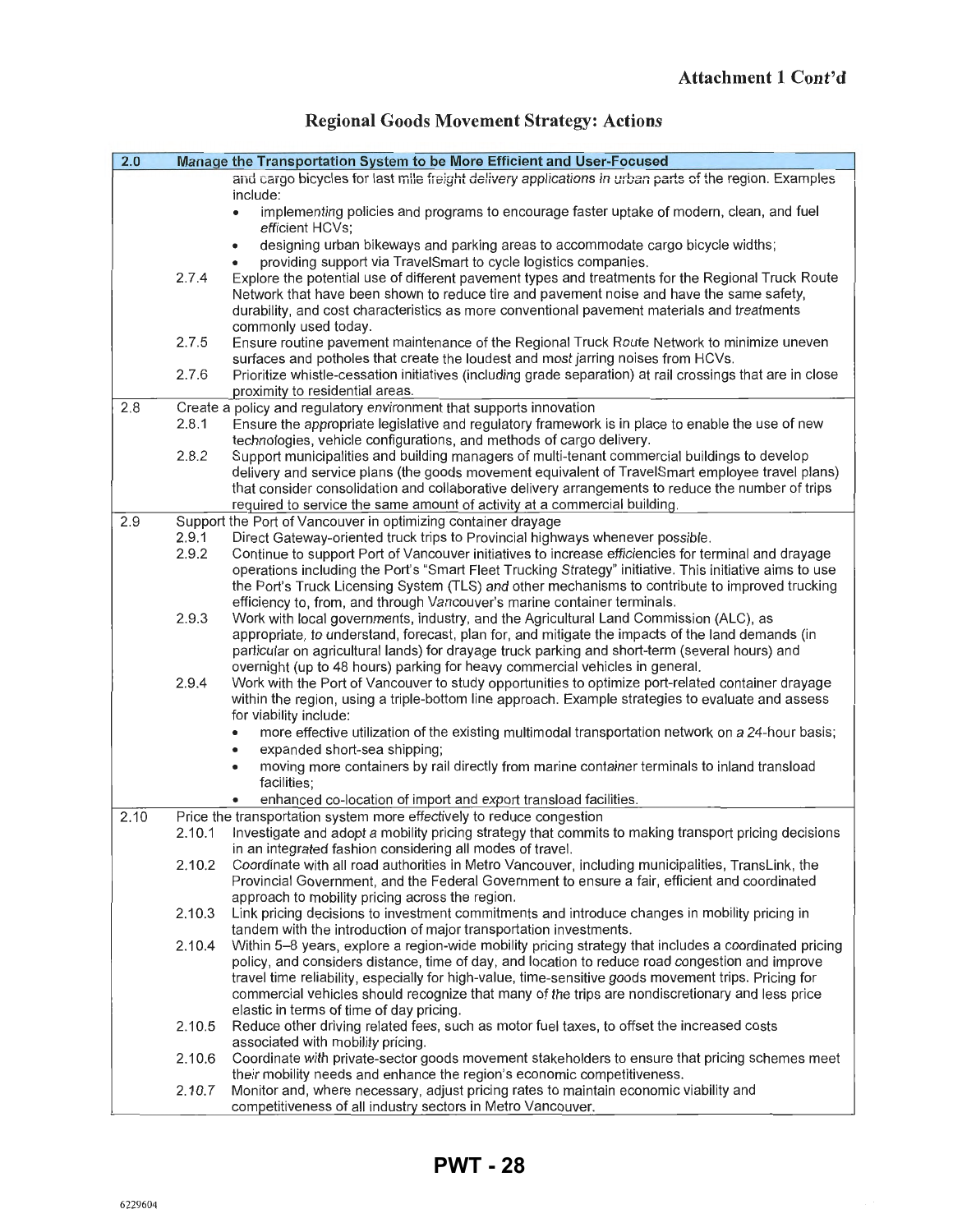**Attachment 1 Cont'd**

## Regional Goods Movement Strategy: Actions

| 2.0 | | Manage the Transportation System to be More Efficient and User-Focused |
|---|---|---|
| | | and cargo bicycles for last mile freight delivery applications in urban parts of the region. Examples include:<br>• implementing policies and programs to encourage faster uptake of modern, clean, and fuel efficient HCVs;<br>• designing urban bikeways and parking areas to accommodate cargo bicycle widths;<br>• providing support via TravelSmart to cycle logistics companies. |
| | 2.7.4 | Explore the potential use of different pavement types and treatments for the Regional Truck Route Network that have been shown to reduce tire and pavement noise and have the same safety, durability, and cost characteristics as more conventional pavement materials and treatments commonly used today. |
| | 2.7.5 | Ensure routine pavement maintenance of the Regional Truck Route Network to minimize uneven surfaces and potholes that create the loudest and most jarring noises from HCVs. |
| | 2.7.6 | Prioritize whistle-cessation initiatives (including grade separation) at rail crossings that are in close proximity to residential areas. |
| 2.8 | | Create a policy and regulatory environment that supports innovation |
| | 2.8.1 | Ensure the appropriate legislative and regulatory framework is in place to enable the use of new technologies, vehicle configurations, and methods of cargo delivery. |
| | 2.8.2 | Support municipalities and building managers of multi-tenant commercial buildings to develop delivery and service plans (the goods movement equivalent of TravelSmart employee travel plans) that consider consolidation and collaborative delivery arrangements to reduce the number of trips required to service the same amount of activity at a commercial building. |
| 2.9 | | Support the Port of Vancouver in optimizing container drayage |
| | 2.9.1 | Direct Gateway-oriented truck trips to Provincial highways whenever possible. |
| | 2.9.2 | Continue to support Port of Vancouver initiatives to increase efficiencies for terminal and drayage operations including the Port's "Smart Fleet Trucking Strategy" initiative. This initiative aims to use the Port's Truck Licensing System (TLS) and other mechanisms to contribute to improved trucking efficiency to, from, and through Vancouver's marine container terminals. |
| | 2.9.3 | Work with local governments, industry, and the Agricultural Land Commission (ALC), as appropriate, to understand, forecast, plan for, and mitigate the impacts of the land demands (in particular on agricultural lands) for drayage truck parking and short-term (several hours) and overnight (up to 48 hours) parking for heavy commercial vehicles in general. |
| | 2.9.4 | Work with the Port of Vancouver to study opportunities to optimize port-related container drayage within the region, using a triple-bottom line approach. Example strategies to evaluate and assess for viability include:<br>• more effective utilization of the existing multimodal transportation network on a 24-hour basis;<br>• expanded short-sea shipping;<br>• moving more containers by rail directly from marine container terminals to inland transload facilities;<br>• enhanced co-location of import and export transload facilities. |
| 2.10 | | Price the transportation system more effectively to reduce congestion |
| | 2.10.1 | Investigate and adopt a mobility pricing strategy that commits to making transport pricing decisions in an integrated fashion considering all modes of travel. |
| | 2.10.2 | Coordinate with all road authorities in Metro Vancouver, including municipalities, TransLink, the Provincial Government, and the Federal Government to ensure a fair, efficient and coordinated approach to mobility pricing across the region. |
| | 2.10.3 | Link pricing decisions to investment commitments and introduce changes in mobility pricing in tandem with the introduction of major transportation investments. |
| | 2.10.4 | Within 5–8 years, explore a region-wide mobility pricing strategy that includes a coordinated pricing policy, and considers distance, time of day, and location to reduce road congestion and improve travel time reliability, especially for high-value, time-sensitive goods movement trips. Pricing for commercial vehicles should recognize that many of the trips are nondiscretionary and less price elastic in terms of time of day pricing. |
| | 2.10.5 | Reduce other driving related fees, such as motor fuel taxes, to offset the increased costs associated with mobility pricing. |
| | 2.10.6 | Coordinate with private-sector goods movement stakeholders to ensure that pricing schemes meet their mobility needs and enhance the region's economic competitiveness. |
| | 2.10.7 | Monitor and, where necessary, adjust pricing rates to maintain economic viability and competitiveness of all industry sectors in Metro Vancouver. |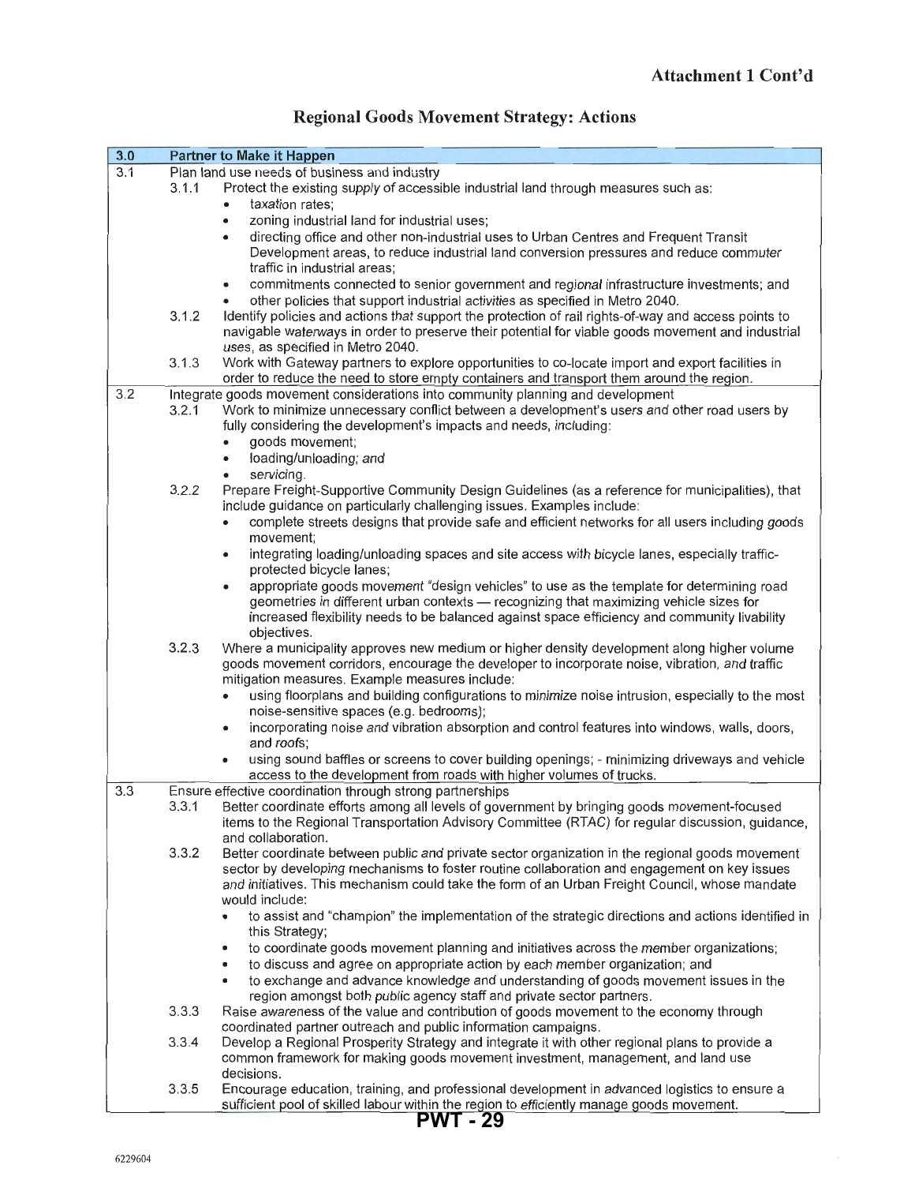**Attachment 1 Cont'd**

# Regional Goods Movement Strategy: Actions

| 3.0 | Partner to Make it Happen |
|---|---|
| 3.1 | Plan land use needs of business and industry |
| | 3.1.1 Protect the existing supply of accessible industrial land through measures such as:<br>• taxation rates;<br>• zoning industrial land for industrial uses;<br>• directing office and other non-industrial uses to Urban Centres and Frequent Transit Development areas, to reduce industrial land conversion pressures and reduce commuter traffic in industrial areas;<br>• commitments connected to senior government and regional infrastructure investments; and<br>• other policies that support industrial activities as specified in Metro 2040. |
| | 3.1.2 Identify policies and actions that support the protection of rail rights-of-way and access points to navigable waterways in order to preserve their potential for viable goods movement and industrial uses, as specified in Metro 2040. |
| | 3.1.3 Work with Gateway partners to explore opportunities to co-locate import and export facilities in order to reduce the need to store empty containers and transport them around the region. |
| 3.2 | Integrate goods movement considerations into community planning and development |
| | 3.2.1 Work to minimize unnecessary conflict between a development's users and other road users by fully considering the development's impacts and needs, including:<br>• goods movement;<br>• loading/unloading; and<br>• servicing. |
| | 3.2.2 Prepare Freight-Supportive Community Design Guidelines (as a reference for municipalities), that include guidance on particularly challenging issues. Examples include:<br>• complete streets designs that provide safe and efficient networks for all users including goods movement;<br>• integrating loading/unloading spaces and site access with bicycle lanes, especially traffic-protected bicycle lanes;<br>• appropriate goods movement "design vehicles" to use as the template for determining road geometries in different urban contexts — recognizing that maximizing vehicle sizes for increased flexibility needs to be balanced against space efficiency and community livability objectives. |
| | 3.2.3 Where a municipality approves new medium or higher density development along higher volume goods movement corridors, encourage the developer to incorporate noise, vibration, and traffic mitigation measures. Example measures include:<br>• using floorplans and building configurations to minimize noise intrusion, especially to the most noise-sensitive spaces (e.g. bedrooms);<br>• incorporating noise and vibration absorption and control features into windows, walls, doors, and roofs;<br>• using sound baffles or screens to cover building openings; - minimizing driveways and vehicle access to the development from roads with higher volumes of trucks. |
| 3.3 | Ensure effective coordination through strong partnerships |
| | 3.3.1 Better coordinate efforts among all levels of government by bringing goods movement-focused items to the Regional Transportation Advisory Committee (RTAC) for regular discussion, guidance, and collaboration. |
| | 3.3.2 Better coordinate between public and private sector organization in the regional goods movement sector by developing mechanisms to foster routine collaboration and engagement on key issues and initiatives. This mechanism could take the form of an Urban Freight Council, whose mandate would include:<br>• to assist and "champion" the implementation of the strategic directions and actions identified in this Strategy;<br>• to coordinate goods movement planning and initiatives across the member organizations;<br>• to discuss and agree on appropriate action by each member organization; and<br>• to exchange and advance knowledge and understanding of goods movement issues in the region amongst both public agency staff and private sector partners. |
| | 3.3.3 Raise awareness of the value and contribution of goods movement to the economy through coordinated partner outreach and public information campaigns. |
| | 3.3.4 Develop a Regional Prosperity Strategy and integrate it with other regional plans to provide a common framework for making goods movement investment, management, and land use decisions. |
| | 3.3.5 Encourage education, training, and professional development in advanced logistics to ensure a sufficient pool of skilled labour within the region to efficiently manage goods movement. |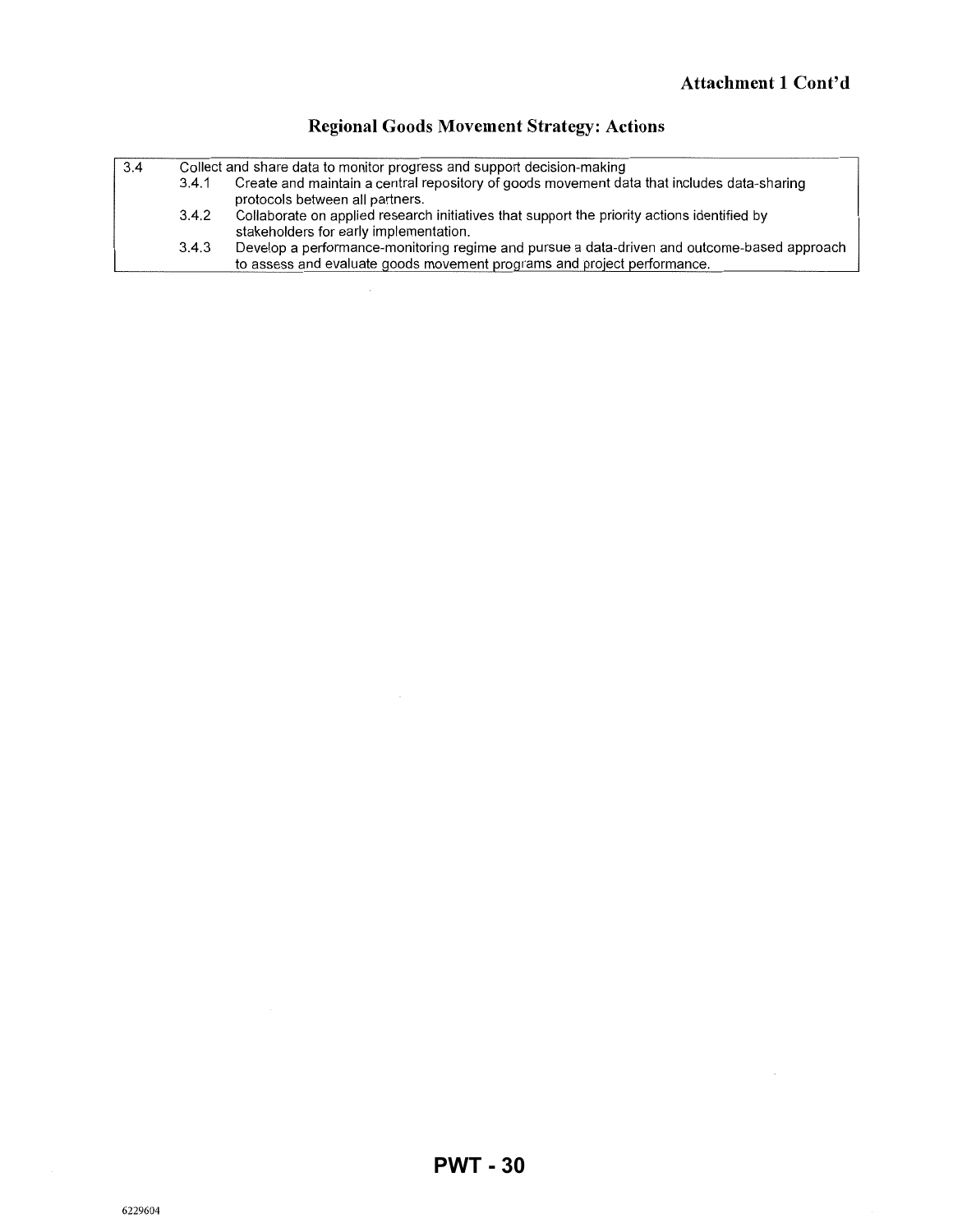**Attachment 1 Cont'd**

## Regional Goods Movement Strategy: Actions

| | | |
|---|---|---|
| 3.4 | Collect and share data to monitor progress and support decision-making | |
| | 3.4.1 | Create and maintain a central repository of goods movement data that includes data-sharing protocols between all partners. |
| | 3.4.2 | Collaborate on applied research initiatives that support the priority actions identified by stakeholders for early implementation. |
| | 3.4.3 | Develop a performance-monitoring regime and pursue a data-driven and outcome-based approach to assess and evaluate goods movement programs and project performance. |

**PWT - 30**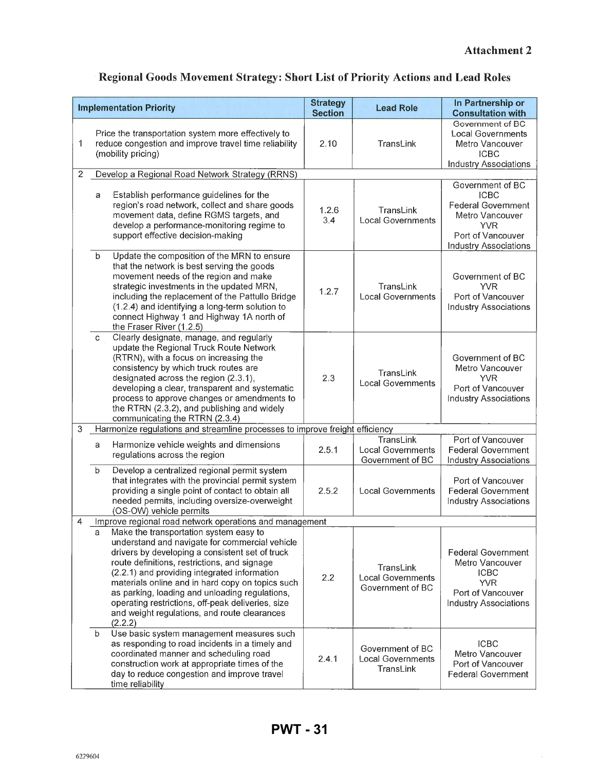**Attachment 2**

## Regional Goods Movement Strategy: Short List of Priority Actions and Lead Roles

| Implementation Priority | | Strategy Section | Lead Role | In Partnership or Consultation with |
|---|---|---|---|---|
| 1 | Price the transportation system more effectively to reduce congestion and improve travel time reliability (mobility pricing) | 2.10 | TransLink | Government of BC<br>Local Governments<br>Metro Vancouver<br>ICBC<br>Industry Associations |
| 2 | Develop a Regional Road Network Strategy (RRNS) | | | |
| | a Establish performance guidelines for the region's road network, collect and share goods movement data, define RGMS targets, and develop a performance-monitoring regime to support effective decision-making | 1.2.6<br>3.4 | TransLink<br>Local Governments | Government of BC<br>ICBC<br>Federal Government<br>Metro Vancouver<br>YVR<br>Port of Vancouver<br>Industry Associations |
| | b Update the composition of the MRN to ensure that the network is best serving the goods movement needs of the region and make strategic investments in the updated MRN, including the replacement of the Pattullo Bridge (1.2.4) and identifying a long-term solution to connect Highway 1 and Highway 1A north of the Fraser River (1.2.5) | 1.2.7 | TransLink<br>Local Governments | Government of BC<br>YVR<br>Port of Vancouver<br>Industry Associations |
| | c Clearly designate, manage, and regularly update the Regional Truck Route Network (RTRN), with a focus on increasing the consistency by which truck routes are designated across the region (2.3.1), developing a clear, transparent and systematic process to approve changes or amendments to the RTRN (2.3.2), and publishing and widely communicating the RTRN (2.3.4) | 2.3 | TransLink<br>Local Governments | Government of BC<br>Metro Vancouver<br>YVR<br>Port of Vancouver<br>Industry Associations |
| 3 | Harmonize regulations and streamline processes to improve freight efficiency | | | |
| | a Harmonize vehicle weights and dimensions regulations across the region | 2.5.1 | TransLink<br>Local Governments<br>Government of BC | Port of Vancouver<br>Federal Government<br>Industry Associations |
| | b Develop a centralized regional permit system that integrates with the provincial permit system providing a single point of contact to obtain all needed permits, including oversize-overweight (OS-OW) vehicle permits | 2.5.2 | Local Governments | Port of Vancouver<br>Federal Government<br>Industry Associations |
| 4 | Improve regional road network operations and management | | | |
| | a Make the transportation system easy to understand and navigate for commercial vehicle drivers by developing a consistent set of truck route definitions, restrictions, and signage (2.2.1) and providing integrated information materials online and in hard copy on topics such as parking, loading and unloading regulations, operating restrictions, off-peak deliveries, size and weight regulations, and route clearances (2.2.2) | 2.2 | TransLink<br>Local Governments<br>Government of BC | Federal Government<br>Metro Vancouver<br>ICBC<br>YVR<br>Port of Vancouver<br>Industry Associations |
| | b Use basic system management measures such as responding to road incidents in a timely and coordinated manner and scheduling road construction work at appropriate times of the day to reduce congestion and improve travel time reliability | 2.4.1 | Government of BC<br>Local Governments<br>TransLink | ICBC<br>Metro Vancouver<br>Port of Vancouver<br>Federal Government |

**PWT - 31**

6229604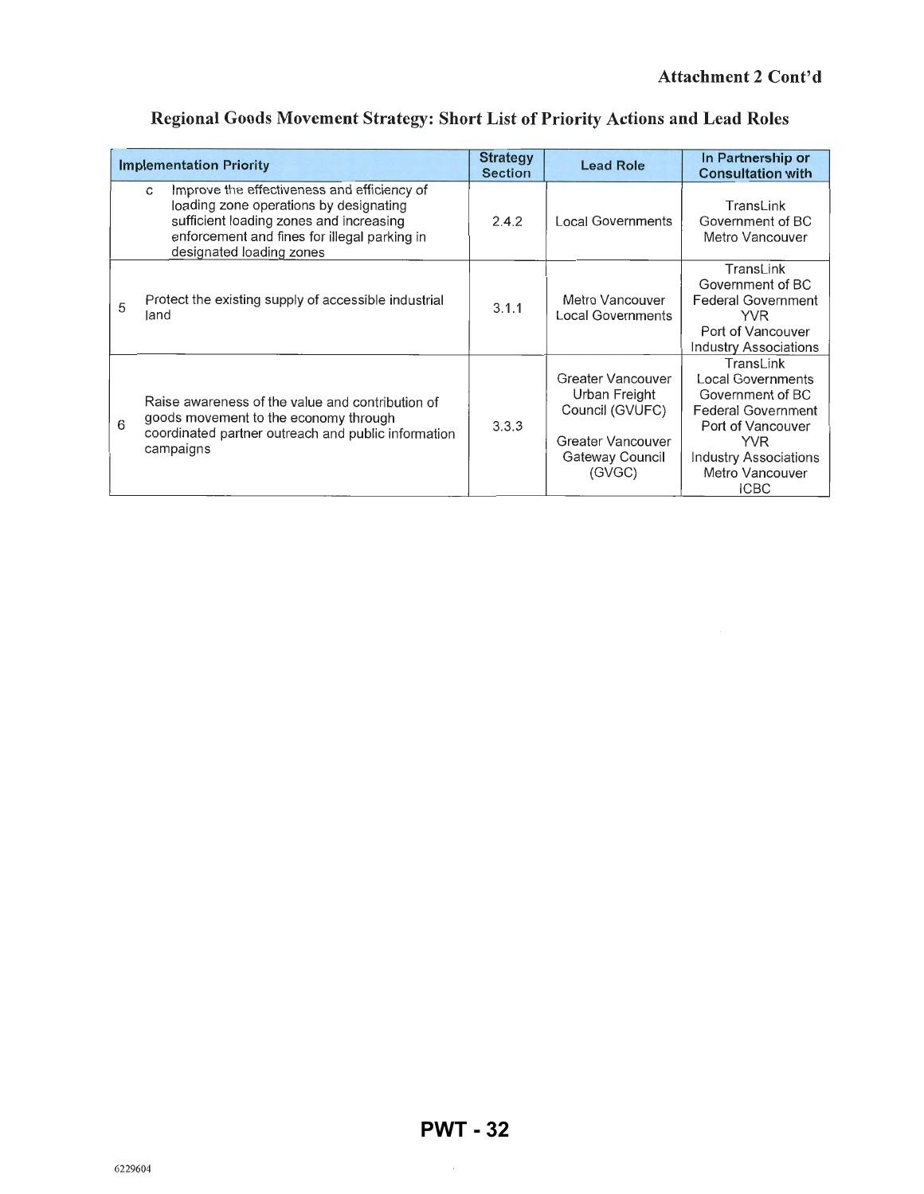**Attachment 2 Cont'd**

## Regional Goods Movement Strategy: Short List of Priority Actions and Lead Roles

| Implementation Priority | | Strategy Section | Lead Role | In Partnership or Consultation with |
|---|---|---|---|---|
| | c Improve the effectiveness and efficiency of loading zone operations by designating sufficient loading zones and increasing enforcement and fines for illegal parking in designated loading zones | 2.4.2 | Local Governments | TransLink<br>Government of BC<br>Metro Vancouver |
| 5 | Protect the existing supply of accessible industrial land | 3.1.1 | Metro Vancouver<br>Local Governments | TransLink<br>Government of BC<br>Federal Government<br>YVR<br>Port of Vancouver<br>Industry Associations |
| 6 | Raise awareness of the value and contribution of goods movement to the economy through coordinated partner outreach and public information campaigns | 3.3.3 | Greater Vancouver Urban Freight Council (GVUFC)<br><br>Greater Vancouver Gateway Council (GVGC) | TransLink<br>Local Governments<br>Government of BC<br>Federal Government<br>Port of Vancouver<br>YVR<br>Industry Associations<br>Metro Vancouver<br>ICBC |

6229604